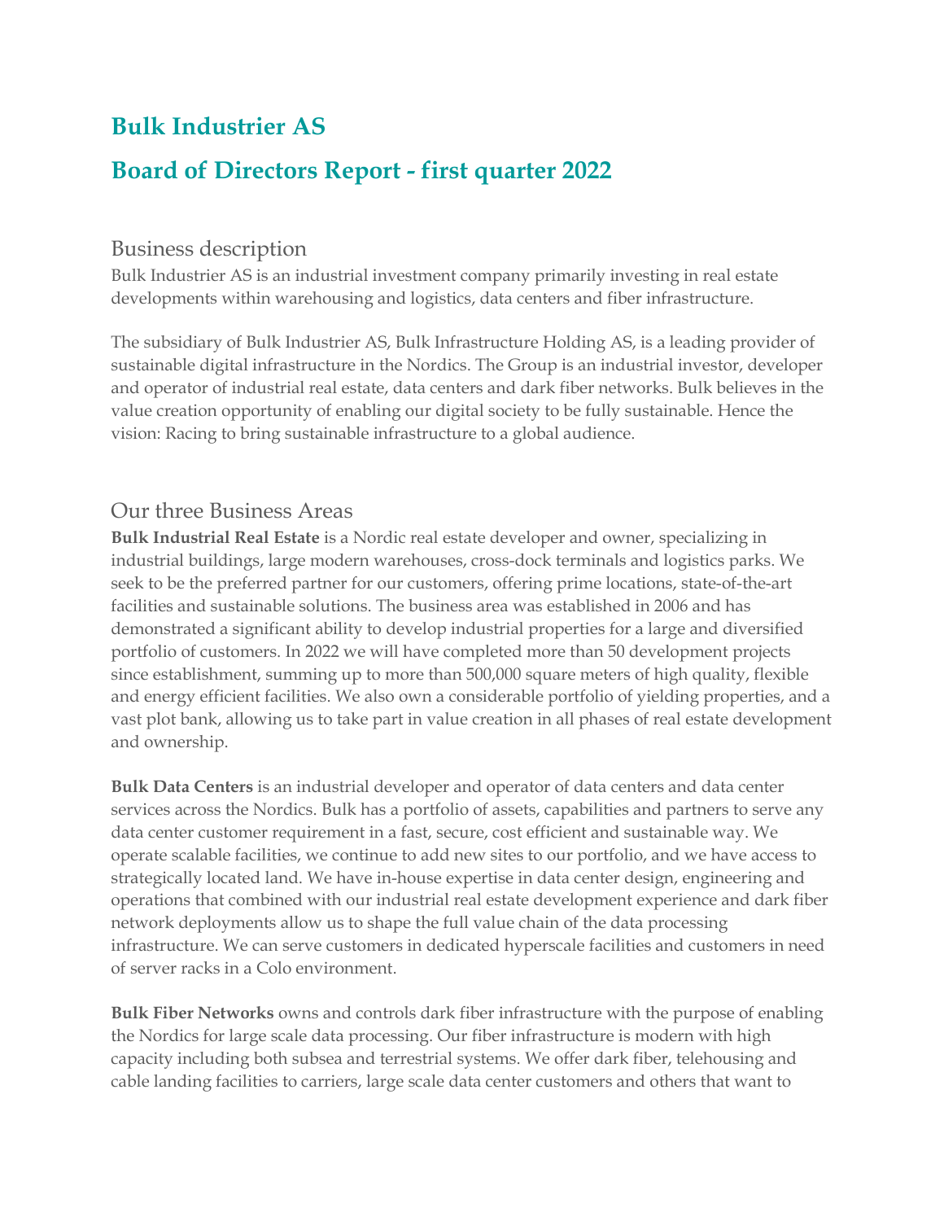# Bulk Industrier AS

# Board of Directors Report - first quarter 2022

## Business description

Bulk Industrier AS is an industrial investment company primarily investing in real estate developments within warehousing and logistics, data centers and fiber infrastructure.

The subsidiary of Bulk Industrier AS, Bulk Infrastructure Holding AS, is a leading provider of sustainable digital infrastructure in the Nordics. The Group is an industrial investor, developer and operator of industrial real estate, data centers and dark fiber networks. Bulk believes in the value creation opportunity of enabling our digital society to be fully sustainable. Hence the vision: Racing to bring sustainable infrastructure to a global audience.

## Our three Business Areas

**Bulk Industrial Real Estate** is a Nordic real estate developer and owner, specializing in industrial buildings, large modern warehouses, cross-dock terminals and logistics parks. We seek to be the preferred partner for our customers, offering prime locations, state-of-the-art facilities and sustainable solutions. The business area was established in 2006 and has demonstrated a significant ability to develop industrial properties for a large and diversified portfolio of customers. In 2022 we will have completed more than 50 development projects since establishment, summing up to more than 500,000 square meters of high quality, flexible and energy efficient facilities. We also own a considerable portfolio of yielding properties, and a vast plot bank, allowing us to take part in value creation in all phases of real estate development and ownership.

**Bulk Data Centers** is an industrial developer and operator of data centers and data center services across the Nordics. Bulk has a portfolio of assets, capabilities and partners to serve any data center customer requirement in a fast, secure, cost efficient and sustainable way. We operate scalable facilities, we continue to add new sites to our portfolio, and we have access to strategically located land. We have in-house expertise in data center design, engineering and operations that combined with our industrial real estate development experience and dark fiber network deployments allow us to shape the full value chain of the data processing infrastructure. We can serve customers in dedicated hyperscale facilities and customers in need of server racks in a Colo environment.

**Bulk Fiber Networks** owns and controls dark fiber infrastructure with the purpose of enabling the Nordics for large scale data processing. Our fiber infrastructure is modern with high capacity including both subsea and terrestrial systems. We offer dark fiber, telehousing and cable landing facilities to carriers, large scale data center customers and others that want to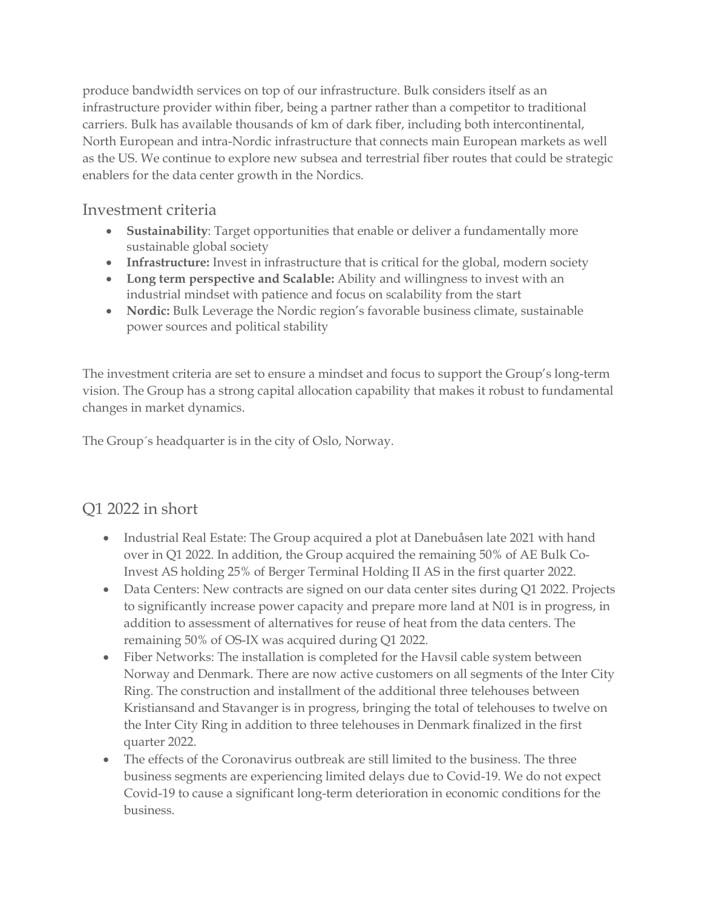produce bandwidth services on top of our infrastructure. Bulk considers itself as an infrastructure provider within fiber, being a partner rather than a competitor to traditional carriers. Bulk has available thousands of km of dark fiber, including both intercontinental, North European and intra-Nordic infrastructure that connects main European markets as well as the US. We continue to explore new subsea and terrestrial fiber routes that could be strategic enablers for the data center growth in the Nordics.

## Investment criteria

- **Sustainability**: Target opportunities that enable or deliver a fundamentally more sustainable global society
- **Infrastructure:** Invest in infrastructure that is critical for the global, modern society
- **Long term perspective and Scalable:** Ability and willingness to invest with an industrial mindset with patience and focus on scalability from the start
- **Nordic:** Bulk Leverage the Nordic region's favorable business climate, sustainable power sources and political stability

The investment criteria are set to ensure a mindset and focus to support the Group's long-term vision. The Group has a strong capital allocation capability that makes it robust to fundamental changes in market dynamics.

The Group´s headquarter is in the city of Oslo, Norway.

## Q1 2022 in short

- Industrial Real Estate: The Group acquired a plot at Danebuåsen late 2021 with hand over in Q1 2022. In addition, the Group acquired the remaining 50% of AE Bulk Co-Invest AS holding 25% of Berger Terminal Holding II AS in the first quarter 2022.
- Data Centers: New contracts are signed on our data center sites during Q1 2022. Projects to significantly increase power capacity and prepare more land at N01 is in progress, in addition to assessment of alternatives for reuse of heat from the data centers. The remaining 50% of OS-IX was acquired during Q1 2022.
- Fiber Networks: The installation is completed for the Havsil cable system between Norway and Denmark. There are now active customers on all segments of the Inter City Ring. The construction and installment of the additional three telehouses between Kristiansand and Stavanger is in progress, bringing the total of telehouses to twelve on the Inter City Ring in addition to three telehouses in Denmark finalized in the first quarter 2022.
- The effects of the Coronavirus outbreak are still limited to the business. The three business segments are experiencing limited delays due to Covid-19. We do not expect Covid-19 to cause a significant long-term deterioration in economic conditions for the business.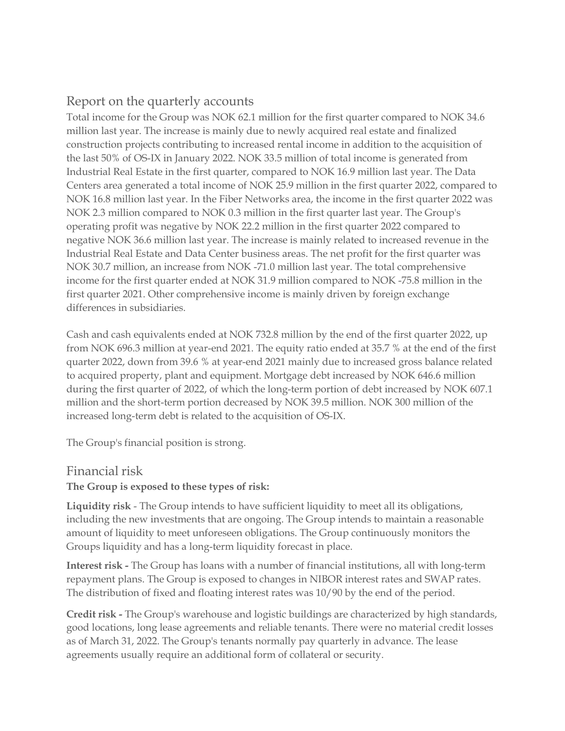## Report on the quarterly accounts

Total income for the Group was NOK 62.1 million for the first quarter compared to NOK 34.6 million last year. The increase is mainly due to newly acquired real estate and finalized construction projects contributing to increased rental income in addition to the acquisition of the last 50% of OS-IX in January 2022. NOK 33.5 million of total income is generated from Industrial Real Estate in the first quarter, compared to NOK 16.9 million last year. The Data Centers area generated a total income of NOK 25.9 million in the first quarter 2022, compared to NOK 16.8 million last year. In the Fiber Networks area, the income in the first quarter 2022 was NOK 2.3 million compared to NOK 0.3 million in the first quarter last year. The Group's operating profit was negative by NOK 22.2 million in the first quarter 2022 compared to negative NOK 36.6 million last year. The increase is mainly related to increased revenue in the Industrial Real Estate and Data Center business areas. The net profit for the first quarter was NOK 30.7 million, an increase from NOK -71.0 million last year. The total comprehensive income for the first quarter ended at NOK 31.9 million compared to NOK -75.8 million in the first quarter 2021. Other comprehensive income is mainly driven by foreign exchange differences in subsidiaries.

Cash and cash equivalents ended at NOK 732.8 million by the end of the first quarter 2022, up from NOK 696.3 million at year-end 2021. The equity ratio ended at 35.7 % at the end of the first quarter 2022, down from 39.6 % at year-end 2021 mainly due to increased gross balance related to acquired property, plant and equipment. Mortgage debt increased by NOK 646.6 million during the first quarter of 2022, of which the long-term portion of debt increased by NOK 607.1 million and the short-term portion decreased by NOK 39.5 million. NOK 300 million of the increased long-term debt is related to the acquisition of OS-IX.

The Group's financial position is strong.

## Financial risk

**The Group is exposed to these types of risk:**

**Liquidity risk** - The Group intends to have sufficient liquidity to meet all its obligations, including the new investments that are ongoing. The Group intends to maintain a reasonable amount of liquidity to meet unforeseen obligations. The Group continuously monitors the Groups liquidity and has a long-term liquidity forecast in place.

**Interest risk -** The Group has loans with a number of financial institutions, all with long-term repayment plans. The Group is exposed to changes in NIBOR interest rates and SWAP rates. The distribution of fixed and floating interest rates was 10/90 by the end of the period.

**Credit risk -** The Group's warehouse and logistic buildings are characterized by high standards, good locations, long lease agreements and reliable tenants. There were no material credit losses as of March 31, 2022. The Group's tenants normally pay quarterly in advance. The lease agreements usually require an additional form of collateral or security.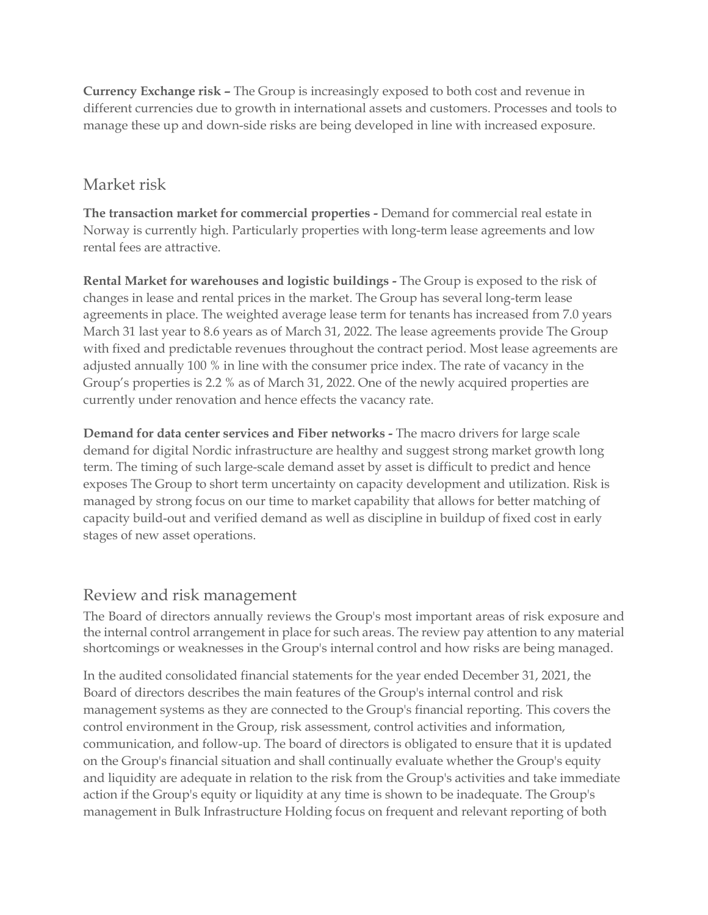**Currency Exchange risk –** The Group is increasingly exposed to both cost and revenue in different currencies due to growth in international assets and customers. Processes and tools to manage these up and down-side risks are being developed in line with increased exposure.

## Market risk

**The transaction market for commercial properties -** Demand for commercial real estate in Norway is currently high. Particularly properties with long-term lease agreements and low rental fees are attractive.

**Rental Market for warehouses and logistic buildings -** The Group is exposed to the risk of changes in lease and rental prices in the market. The Group has several long-term lease agreements in place. The weighted average lease term for tenants has increased from 7.0 years March 31 last year to 8.6 years as of March 31, 2022. The lease agreements provide The Group with fixed and predictable revenues throughout the contract period. Most lease agreements are adjusted annually 100 % in line with the consumer price index. The rate of vacancy in the Group's properties is 2.2 % as of March 31, 2022. One of the newly acquired properties are currently under renovation and hence effects the vacancy rate.

**Demand for data center services and Fiber networks -** The macro drivers for large scale demand for digital Nordic infrastructure are healthy and suggest strong market growth long term. The timing of such large-scale demand asset by asset is difficult to predict and hence exposes The Group to short term uncertainty on capacity development and utilization. Risk is managed by strong focus on our time to market capability that allows for better matching of capacity build-out and verified demand as well as discipline in buildup of fixed cost in early stages of new asset operations.

## Review and risk management

The Board of directors annually reviews the Group's most important areas of risk exposure and the internal control arrangement in place for such areas. The review pay attention to any material shortcomings or weaknesses in the Group's internal control and how risks are being managed.

In the audited consolidated financial statements for the year ended December 31, 2021, the Board of directors describes the main features of the Group's internal control and risk management systems as they are connected to the Group's financial reporting. This covers the control environment in the Group, risk assessment, control activities and information, communication, and follow-up. The board of directors is obligated to ensure that it is updated on the Group's financial situation and shall continually evaluate whether the Group's equity and liquidity are adequate in relation to the risk from the Group's activities and take immediate action if the Group's equity or liquidity at any time is shown to be inadequate. The Group's management in Bulk Infrastructure Holding focus on frequent and relevant reporting of both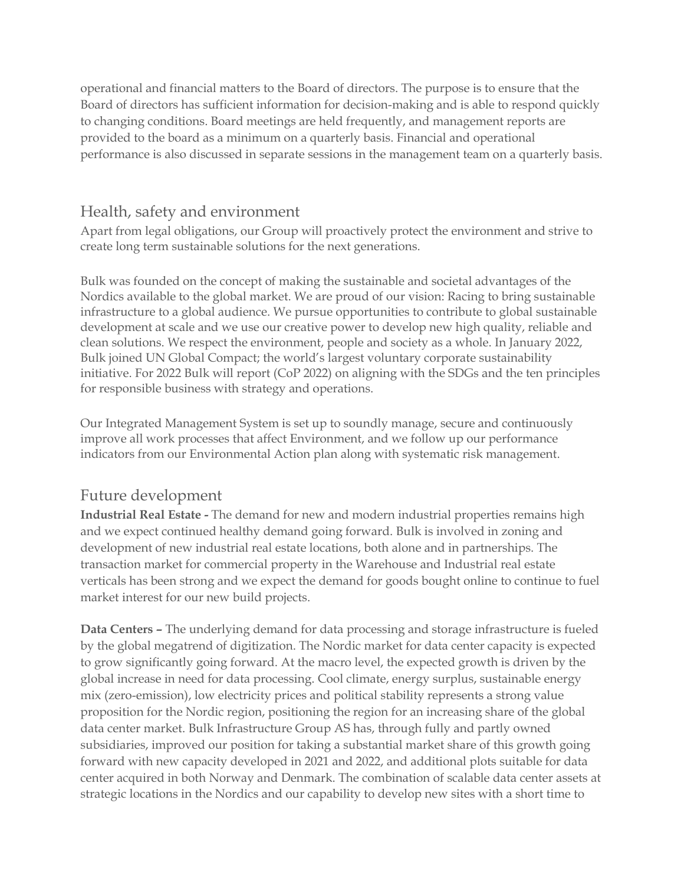operational and financial matters to the Board of directors. The purpose is to ensure that the Board of directors has sufficient information for decision-making and is able to respond quickly to changing conditions. Board meetings are held frequently, and management reports are provided to the board as a minimum on a quarterly basis. Financial and operational performance is also discussed in separate sessions in the management team on a quarterly basis.

## Health, safety and environment

Apart from legal obligations, our Group will proactively protect the environment and strive to create long term sustainable solutions for the next generations.

Bulk was founded on the concept of making the sustainable and societal advantages of the Nordics available to the global market. We are proud of our vision: Racing to bring sustainable infrastructure to a global audience. We pursue opportunities to contribute to global sustainable development at scale and we use our creative power to develop new high quality, reliable and clean solutions. We respect the environment, people and society as a whole. In January 2022, Bulk joined UN Global Compact; the world's largest voluntary corporate sustainability initiative. For 2022 Bulk will report (CoP 2022) on aligning with the SDGs and the ten principles for responsible business with strategy and operations.

Our Integrated Management System is set up to soundly manage, secure and continuously improve all work processes that affect Environment, and we follow up our performance indicators from our Environmental Action plan along with systematic risk management.

## Future development

**Industrial Real Estate -** The demand for new and modern industrial properties remains high and we expect continued healthy demand going forward. Bulk is involved in zoning and development of new industrial real estate locations, both alone and in partnerships. The transaction market for commercial property in the Warehouse and Industrial real estate verticals has been strong and we expect the demand for goods bought online to continue to fuel market interest for our new build projects.

**Data Centers –** The underlying demand for data processing and storage infrastructure is fueled by the global megatrend of digitization. The Nordic market for data center capacity is expected to grow significantly going forward. At the macro level, the expected growth is driven by the global increase in need for data processing. Cool climate, energy surplus, sustainable energy mix (zero-emission), low electricity prices and political stability represents a strong value proposition for the Nordic region, positioning the region for an increasing share of the global data center market. Bulk Infrastructure Group AS has, through fully and partly owned subsidiaries, improved our position for taking a substantial market share of this growth going forward with new capacity developed in 2021 and 2022, and additional plots suitable for data center acquired in both Norway and Denmark. The combination of scalable data center assets at strategic locations in the Nordics and our capability to develop new sites with a short time to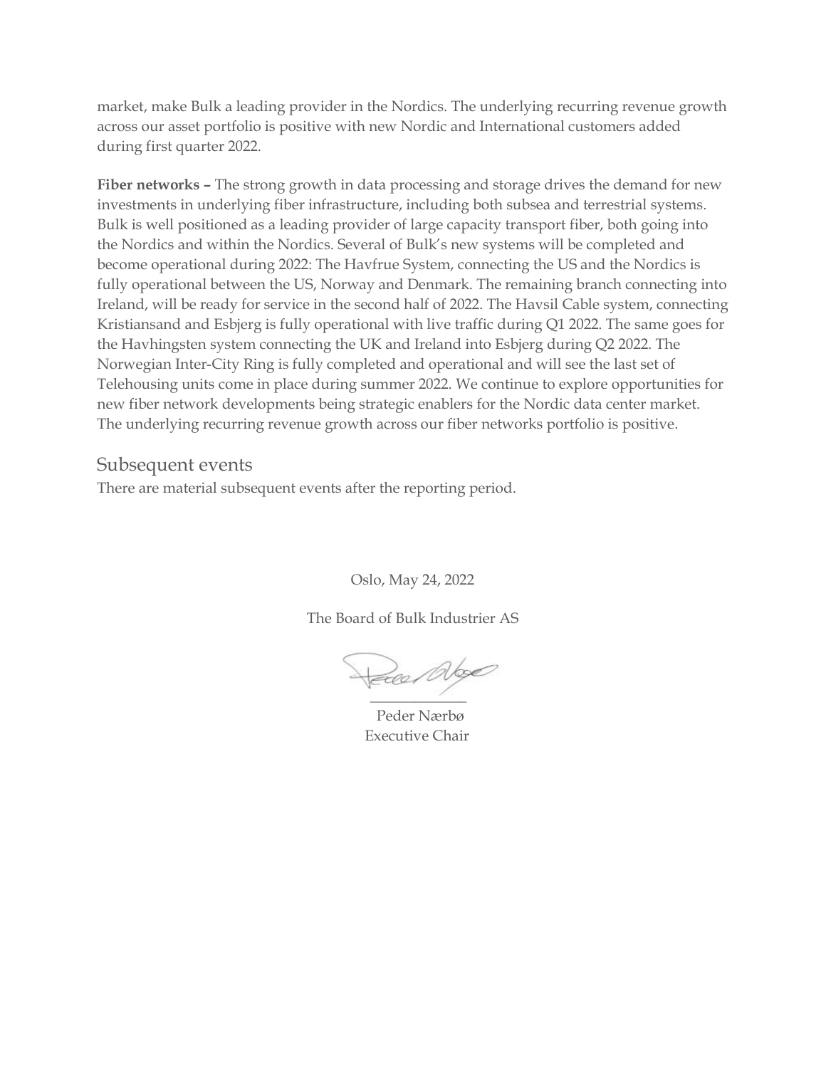market, make Bulk a leading provider in the Nordics. The underlying recurring revenue growth across our asset portfolio is positive with new Nordic and International customers added during first quarter 2022.

**Fiber networks –** The strong growth in data processing and storage drives the demand for new investments in underlying fiber infrastructure, including both subsea and terrestrial systems. Bulk is well positioned as a leading provider of large capacity transport fiber, both going into the Nordics and within the Nordics. Several of Bulk's new systems will be completed and become operational during 2022: The Havfrue System, connecting the US and the Nordics is fully operational between the US, Norway and Denmark. The remaining branch connecting into Ireland, will be ready for service in the second half of 2022. The Havsil Cable system, connecting Kristiansand and Esbjerg is fully operational with live traffic during Q1 2022. The same goes for the Havhingsten system connecting the UK and Ireland into Esbjerg during Q2 2022. The Norwegian Inter-City Ring is fully completed and operational and will see the last set of Telehousing units come in place during summer 2022. We continue to explore opportunities for new fiber network developments being strategic enablers for the Nordic data center market. The underlying recurring revenue growth across our fiber networks portfolio is positive.

## Subsequent events

There are material subsequent events after the reporting period.

Oslo, May 24, 2022

The Board of Bulk Industrier AS

Peder Nærbø
Executive Chair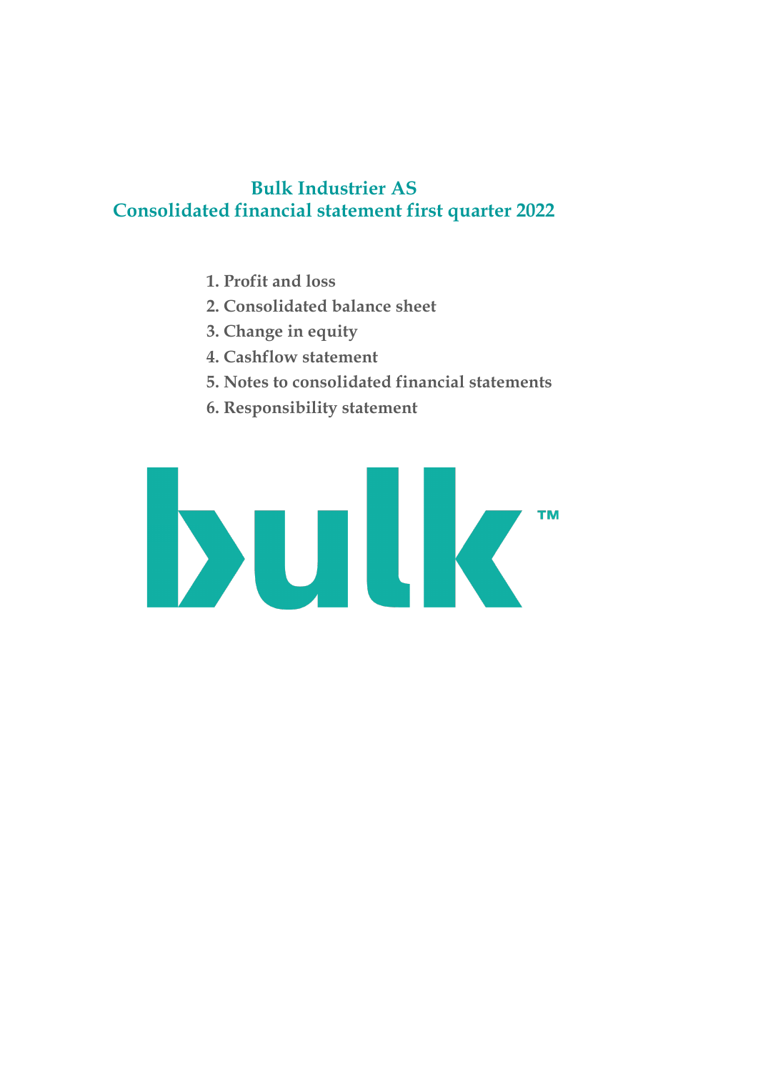# Bulk Industrier AS
# Consolidated financial statement first quarter 2022

1. Profit and loss
2. Consolidated balance sheet
3. Change in equity
4. Cashflow statement
5. Notes to consolidated financial statements
6. Responsibility statement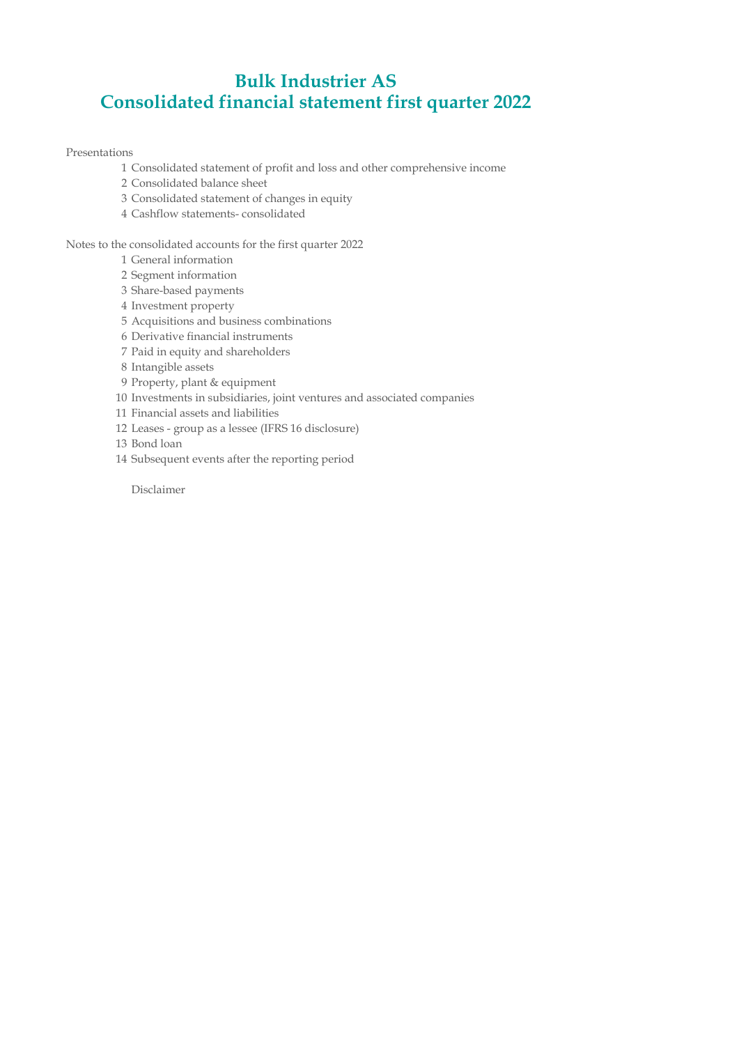# Bulk Industrier AS
# Consolidated financial statement first quarter 2022

Presentations

1. Consolidated statement of profit and loss and other comprehensive income
2. Consolidated balance sheet
3. Consolidated statement of changes in equity
4. Cashflow statements- consolidated

Notes to the consolidated accounts for the first quarter 2022

1. General information
2. Segment information
3. Share-based payments
4. Investment property
5. Acquisitions and business combinations
6. Derivative financial instruments
7. Paid in equity and shareholders
8. Intangible assets
9. Property, plant & equipment
10. Investments in subsidiaries, joint ventures and associated companies
11. Financial assets and liabilities
12. Leases - group as a lessee (IFRS 16 disclosure)
13. Bond loan
14. Subsequent events after the reporting period

Disclaimer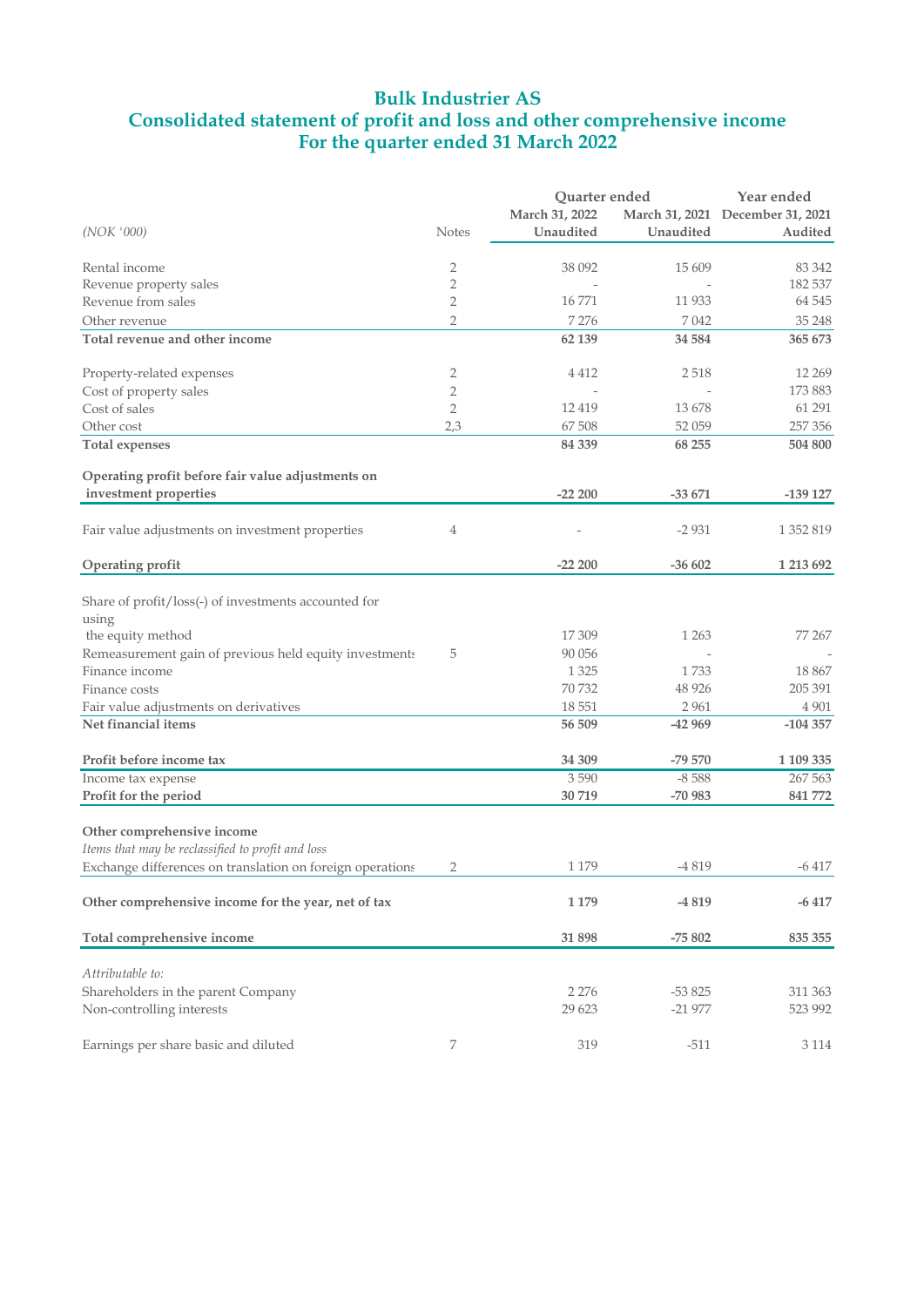# Bulk Industrier AS
## Consolidated statement of profit and loss and other comprehensive income
## For the quarter ended 31 March 2022

| *(NOK '000)* | Notes | Quarter ended March 31, 2022 Unaudited | Quarter ended March 31, 2021 Unaudited | Year ended December 31, 2021 Audited |
|---|---|---|---|---|
| Rental income | 2 | 38 092 | 15 609 | 83 342 |
| Revenue property sales | 2 | - | - | 182 537 |
| Revenue from sales | 2 | 16 771 | 11 933 | 64 545 |
| Other revenue | 2 | 7 276 | 7 042 | 35 248 |
| **Total revenue and other income** | | **62 139** | **34 584** | **365 673** |
| | | | | |
| Property-related expenses | 2 | 4 412 | 2 518 | 12 269 |
| Cost of property sales | 2 | - | - | 173 883 |
| Cost of sales | 2 | 12 419 | 13 678 | 61 291 |
| Other cost | 2,3 | 67 508 | 52 059 | 257 356 |
| **Total expenses** | | **84 339** | **68 255** | **504 800** |
| | | | | |
| **Operating profit before fair value adjustments on investment properties** | | **-22 200** | **-33 671** | **-139 127** |
| | | | | |
| Fair value adjustments on investment properties | 4 | - | -2 931 | 1 352 819 |
| | | | | |
| **Operating profit** | | **-22 200** | **-36 602** | **1 213 692** |
| | | | | |
| Share of profit/loss(-) of investments accounted for using the equity method | | 17 309 | 1 263 | 77 267 |
| Remeasurement gain of previous held equity investments | 5 | 90 056 | - | - |
| Finance income | | 1 325 | 1 733 | 18 867 |
| Finance costs | | 70 732 | 48 926 | 205 391 |
| Fair value adjustments on derivatives | | 18 551 | 2 961 | 4 901 |
| **Net financial items** | | **56 509** | **-42 969** | **-104 357** |
| | | | | |
| **Profit before income tax** | | **34 309** | **-79 570** | **1 109 335** |
| Income tax expense | | 3 590 | -8 588 | 267 563 |
| **Profit for the period** | | **30 719** | **-70 983** | **841 772** |
| | | | | |
| **Other comprehensive income** | | | | |
| *Items that may be reclassified to profit and loss* | | | | |
| Exchange differences on translation on foreign operations | 2 | 1 179 | -4 819 | -6 417 |
| | | | | |
| **Other comprehensive income for the year, net of tax** | | **1 179** | **-4 819** | **-6 417** |
| | | | | |
| **Total comprehensive income** | | **31 898** | **-75 802** | **835 355** |
| | | | | |
| *Attributable to:* | | | | |
| Shareholders in the parent Company | | 2 276 | -53 825 | 311 363 |
| Non-controlling interests | | 29 623 | -21 977 | 523 992 |
| | | | | |
| Earnings per share basic and diluted | 7 | 319 | -511 | 3 114 |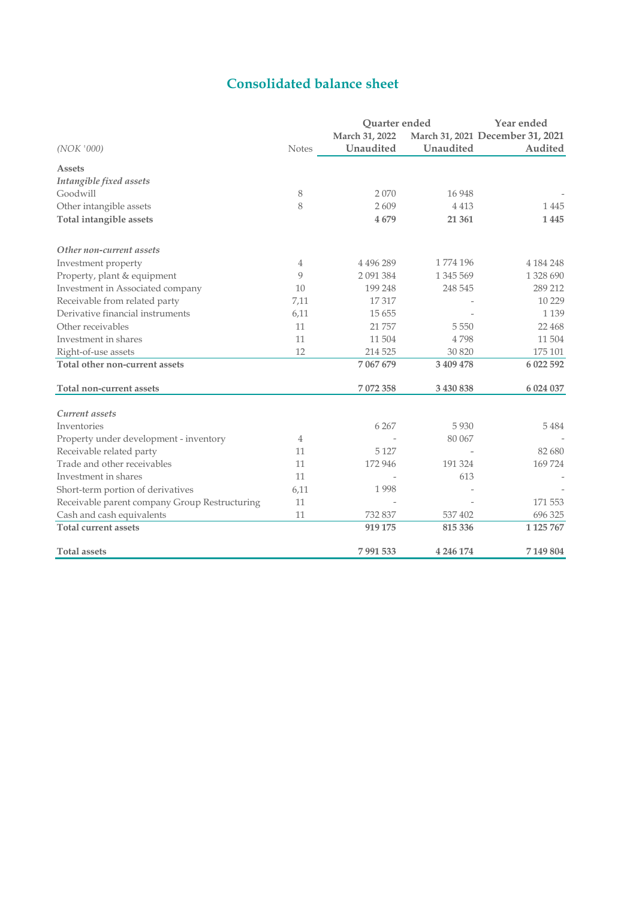# Consolidated balance sheet

| (NOK '000) | Notes | Quarter ended March 31, 2022 Unaudited | March 31, 2021 Unaudited | Year ended December 31, 2021 Audited |
|---|---|---|---|---|
| **Assets** | | | | |
| ***Intangible fixed assets*** | | | | |
| Goodwill | 8 | 2 070 | 16 948 | - |
| Other intangible assets | 8 | 2 609 | 4 413 | 1 445 |
| **Total intangible assets** | | **4 679** | **21 361** | **1 445** |
| | | | | |
| ***Other non-current assets*** | | | | |
| Investment property | 4 | 4 496 289 | 1 774 196 | 4 184 248 |
| Property, plant & equipment | 9 | 2 091 384 | 1 345 569 | 1 328 690 |
| Investment in Associated company | 10 | 199 248 | 248 545 | 289 212 |
| Receivable from related party | 7,11 | 17 317 | - | 10 229 |
| Derivative financial instruments | 6,11 | 15 655 | - | 1 139 |
| Other receivables | 11 | 21 757 | 5 550 | 22 468 |
| Investment in shares | 11 | 11 504 | 4 798 | 11 504 |
| Right-of-use assets | 12 | 214 525 | 30 820 | 175 101 |
| **Total other non-current assets** | | **7 067 679** | **3 409 478** | **6 022 592** |
| | | | | |
| **Total non-current assets** | | **7 072 358** | **3 430 838** | **6 024 037** |
| | | | | |
| ***Current assets*** | | | | |
| Inventories | | 6 267 | 5 930 | 5 484 |
| Property under development - inventory | 4 | - | 80 067 | - |
| Receivable related party | 11 | 5 127 | - | 82 680 |
| Trade and other receivables | 11 | 172 946 | 191 324 | 169 724 |
| Investment in shares | 11 | - | 613 | - |
| Short-term portion of derivatives | 6,11 | 1 998 | - | - |
| Receivable parent company Group Restructuring | 11 | - | - | 171 553 |
| Cash and cash equivalents | 11 | 732 837 | 537 402 | 696 325 |
| **Total current assets** | | **919 175** | **815 336** | **1 125 767** |
| | | | | |
| **Total assets** | | **7 991 533** | **4 246 174** | **7 149 804** |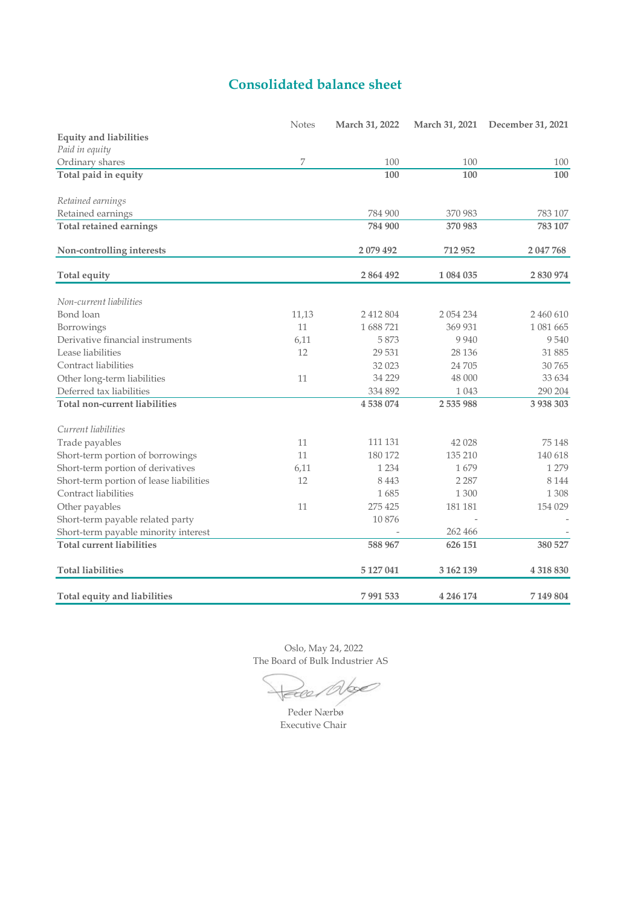# Consolidated balance sheet

| | Notes | March 31, 2022 | March 31, 2021 | December 31, 2021 |
|---|---|---|---|---|
| **Equity and liabilities** | | | | |
| *Paid in equity* | | | | |
| Ordinary shares | 7 | 100 | 100 | 100 |
| **Total paid in equity** | | **100** | **100** | **100** |
| | | | | |
| *Retained earnings* | | | | |
| Retained earnings | | 784 900 | 370 983 | 783 107 |
| **Total retained earnings** | | **784 900** | **370 983** | **783 107** |
| | | | | |
| **Non-controlling interests** | | **2 079 492** | **712 952** | **2 047 768** |
| | | | | |
| **Total equity** | | **2 864 492** | **1 084 035** | **2 830 974** |
| | | | | |
| *Non-current liabilities* | | | | |
| Bond loan | 11,13 | 2 412 804 | 2 054 234 | 2 460 610 |
| Borrowings | 11 | 1 688 721 | 369 931 | 1 081 665 |
| Derivative financial instruments | 6,11 | 5 873 | 9 940 | 9 540 |
| Lease liabilities | 12 | 29 531 | 28 136 | 31 885 |
| Contract liabilities | | 32 023 | 24 705 | 30 765 |
| Other long-term liabilities | 11 | 34 229 | 48 000 | 33 634 |
| Deferred tax liabilities | | 334 892 | 1 043 | 290 204 |
| **Total non-current liabilities** | | **4 538 074** | **2 535 988** | **3 938 303** |
| | | | | |
| *Current liabilities* | | | | |
| Trade payables | 11 | 111 131 | 42 028 | 75 148 |
| Short-term portion of borrowings | 11 | 180 172 | 135 210 | 140 618 |
| Short-term portion of derivatives | 6,11 | 1 234 | 1 679 | 1 279 |
| Short-term portion of lease liabilities | 12 | 8 443 | 2 287 | 8 144 |
| Contract liabilities | | 1 685 | 1 300 | 1 308 |
| Other payables | 11 | 275 425 | 181 181 | 154 029 |
| Short-term payable related party | | 10 876 | - | - |
| Short-term payable minority interest | | - | 262 466 | - |
| **Total current liabilities** | | **588 967** | **626 151** | **380 527** |
| | | | | |
| **Total liabilities** | | **5 127 041** | **3 162 139** | **4 318 830** |
| | | | | |
| **Total equity and liabilities** | | **7 991 533** | **4 246 174** | **7 149 804** |

Oslo, May 24, 2022
The Board of Bulk Industrier AS

Peder Nærbø
Executive Chair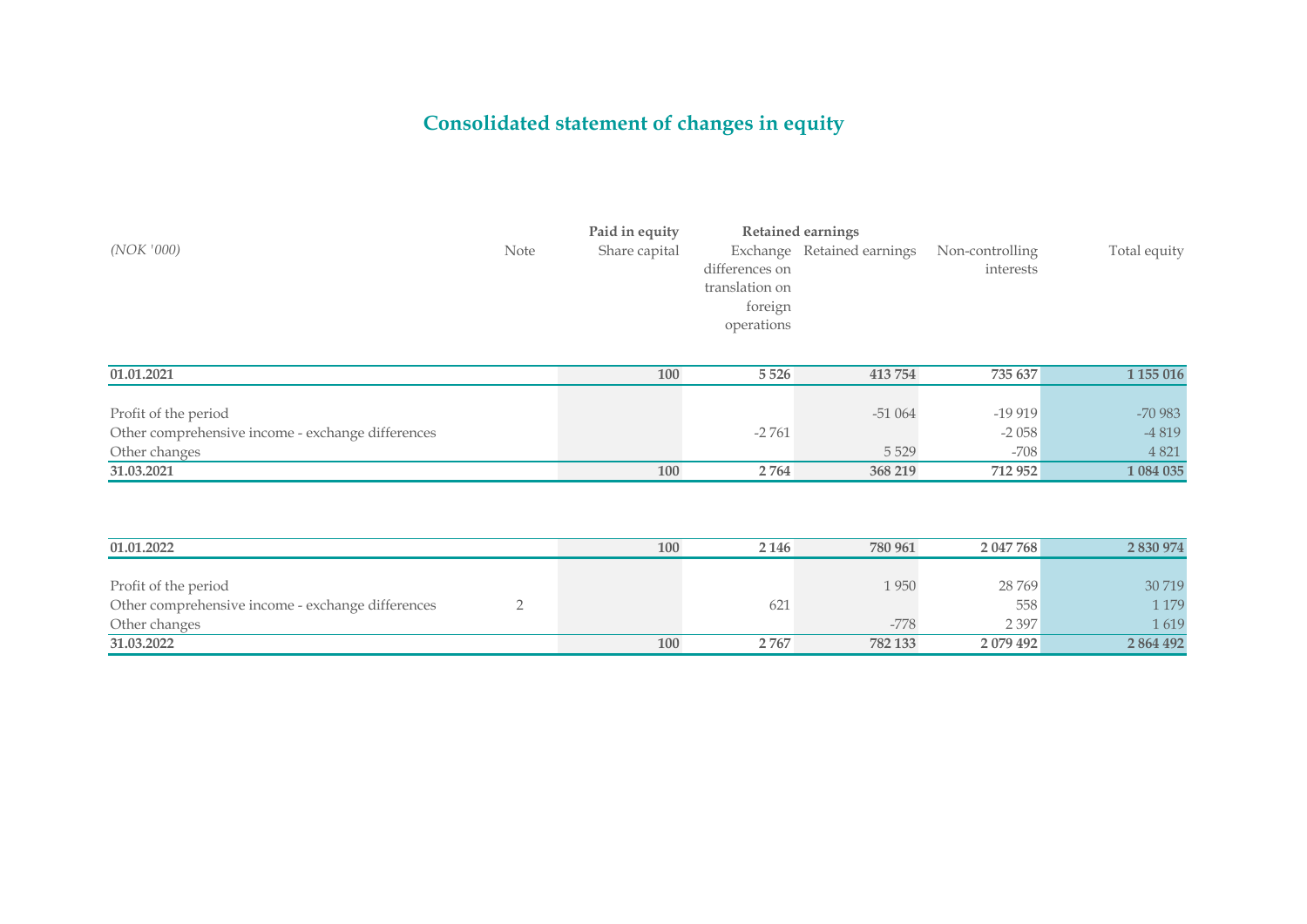# Consolidated statement of changes in equity

| (NOK '000) | Note | Paid in equity | Retained earnings | | | |
|---|---|---|---|---|---|---|
| | | Share capital | Exchange differences on translation on foreign operations | Retained earnings | Non-controlling interests | Total equity |
| **01.01.2021** | | **100** | **5 526** | **413 754** | **735 637** | **1 155 016** |
| Profit of the period | | | | -51 064 | -19 919 | -70 983 |
| Other comprehensive income - exchange differences | | | -2 761 | | -2 058 | -4 819 |
| Other changes | | | | 5 529 | -708 | 4 821 |
| **31.03.2021** | | **100** | **2 764** | **368 219** | **712 952** | **1 084 035** |
| | | | | | | |
| **01.01.2022** | | **100** | **2 146** | **780 961** | **2 047 768** | **2 830 974** |
| Profit of the period | | | | 1 950 | 28 769 | 30 719 |
| Other comprehensive income - exchange differences | 2 | | 621 | | 558 | 1 179 |
| Other changes | | | | -778 | 2 397 | 1 619 |
| **31.03.2022** | | **100** | **2 767** | **782 133** | **2 079 492** | **2 864 492** |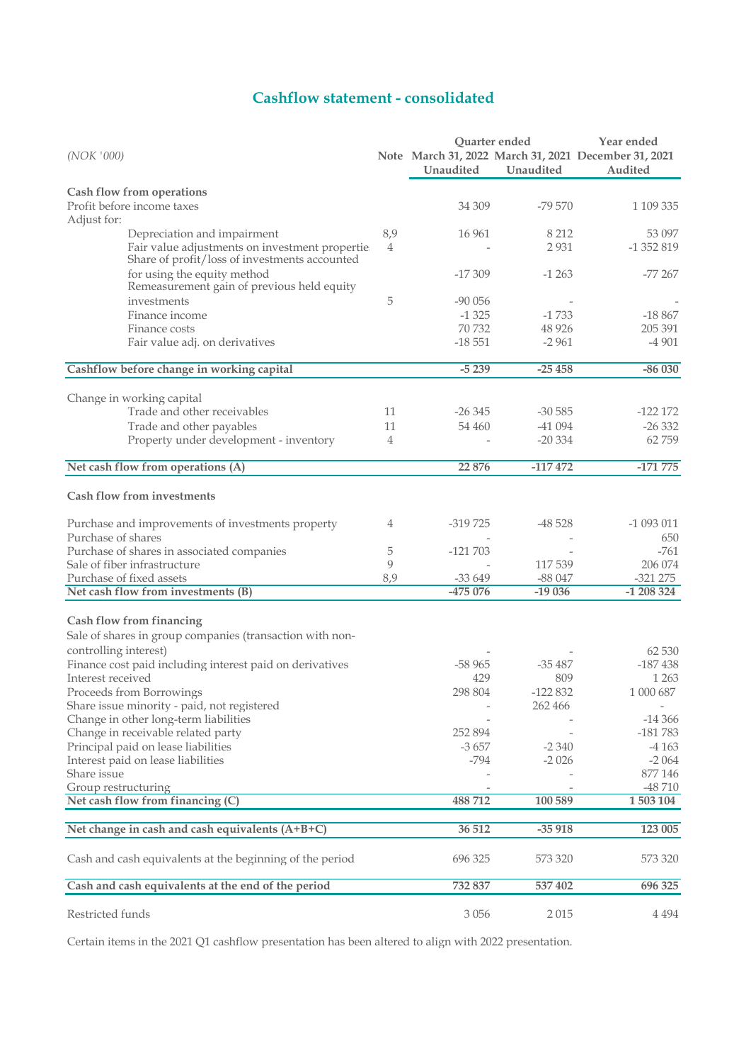# Cashflow statement - consolidated

| (NOK '000) | Note | Quarter ended March 31, 2022 Unaudited | Quarter ended March 31, 2021 Unaudited | Year ended December 31, 2021 Audited |
|---|---|---|---|---|
| **Cash flow from operations** | | | | |
| Profit before income taxes | | 34 309 | -79 570 | 1 109 335 |
| Adjust for: | | | | |
| Depreciation and impairment | 8,9 | 16 961 | 8 212 | 53 097 |
| Fair value adjustments on investment propertie | 4 | - | 2 931 | -1 352 819 |
| Share of profit/loss of investments accounted for using the equity method | | -17 309 | -1 263 | -77 267 |
| Remeasurement gain of previous held equity investments | 5 | -90 056 | - | - |
| Finance income | | -1 325 | -1 733 | -18 867 |
| Finance costs | | 70 732 | 48 926 | 205 391 |
| Fair value adj. on derivatives | | -18 551 | -2 961 | -4 901 |
| **Cashflow before change in working capital** | | **-5 239** | **-25 458** | **-86 030** |
| Change in working capital | | | | |
| Trade and other receivables | 11 | -26 345 | -30 585 | -122 172 |
| Trade and other payables | 11 | 54 460 | -41 094 | -26 332 |
| Property under development - inventory | 4 | - | -20 334 | 62 759 |
| **Net cash flow from operations (A)** | | **22 876** | **-117 472** | **-171 775** |
| **Cash flow from investments** | | | | |
| Purchase and improvements of investments property | 4 | -319 725 | -48 528 | -1 093 011 |
| Purchase of shares | | - | - | 650 |
| Purchase of shares in associated companies | 5 | -121 703 | - | -761 |
| Sale of fiber infrastructure | 9 | - | 117 539 | 206 074 |
| Purchase of fixed assets | 8,9 | -33 649 | -88 047 | -321 275 |
| **Net cash flow from investments (B)** | | **-475 076** | **-19 036** | **-1 208 324** |
| **Cash flow from financing** | | | | |
| Sale of shares in group companies (transaction with non-controlling interest) | | - | - | 62 530 |
| Finance cost paid including interest paid on derivatives | | -58 965 | -35 487 | -187 438 |
| Interest received | | 429 | 809 | 1 263 |
| Proceeds from Borrowings | | 298 804 | -122 832 | 1 000 687 |
| Share issue minority - paid, not registered | | - | 262 466 | - |
| Change in other long-term liabilities | | - | - | -14 366 |
| Change in receivable related party | | 252 894 | - | -181 783 |
| Principal paid on lease liabilities | | -3 657 | -2 340 | -4 163 |
| Interest paid on lease liabilities | | -794 | -2 026 | -2 064 |
| Share issue | | - | - | 877 146 |
| Group restructuring | | - | - | -48 710 |
| **Net cash flow from financing (C)** | | **488 712** | **100 589** | **1 503 104** |
| **Net change in cash and cash equivalents (A+B+C)** | | **36 512** | **-35 918** | **123 005** |
| Cash and cash equivalents at the beginning of the period | | 696 325 | 573 320 | 573 320 |
| **Cash and cash equivalents at the end of the period** | | **732 837** | **537 402** | **696 325** |
| Restricted funds | | 3 056 | 2 015 | 4 494 |

Certain items in the 2021 Q1 cashflow presentation has been altered to align with 2022 presentation.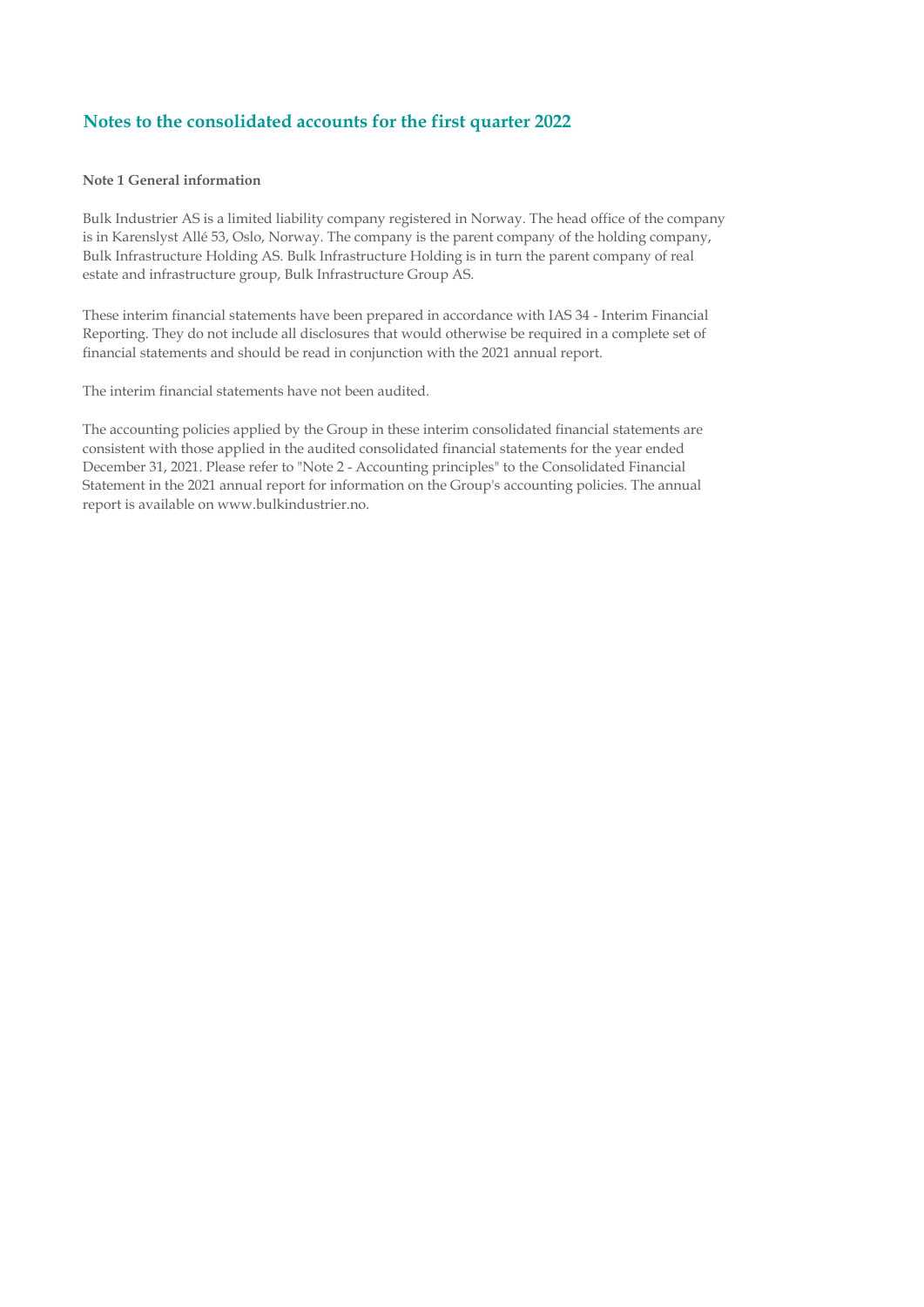## Notes to the consolidated accounts for the first quarter 2022

**Note 1 General information**

Bulk Industrier AS is a limited liability company registered in Norway. The head office of the company is in Karenslyst Allé 53, Oslo, Norway. The company is the parent company of the holding company, Bulk Infrastructure Holding AS. Bulk Infrastructure Holding is in turn the parent company of real estate and infrastructure group, Bulk Infrastructure Group AS.

These interim financial statements have been prepared in accordance with IAS 34 - Interim Financial Reporting. They do not include all disclosures that would otherwise be required in a complete set of financial statements and should be read in conjunction with the 2021 annual report.

The interim financial statements have not been audited.

The accounting policies applied by the Group in these interim consolidated financial statements are consistent with those applied in the audited consolidated financial statements for the year ended December 31, 2021. Please refer to "Note 2 - Accounting principles" to the Consolidated Financial Statement in the 2021 annual report for information on the Group's accounting policies. The annual report is available on www.bulkindustrier.no.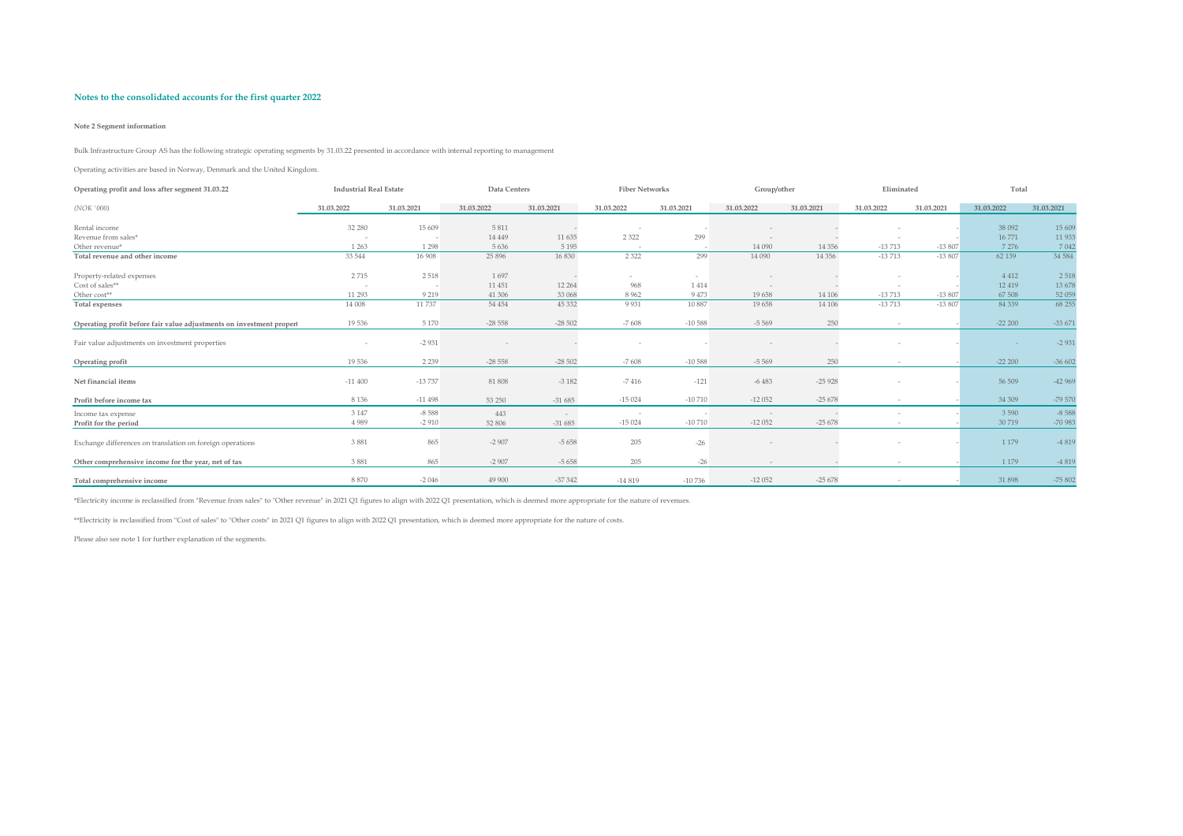## Notes to the consolidated accounts for the first quarter 2022

### Note 2 Segment information

Bulk Infrastructure Group AS has the following strategic operating segments by 31.03.22 presented in accordance with internal reporting to management

Operating activities are based in Norway, Denmark and the United Kingdom.

| Operating profit and loss after segment 31.03.22 | Industrial Real Estate | | Data Centers | | Fiber Networks | | Group/other | | Eliminated | | Total | |
|---|---|---|---|---|---|---|---|---|---|---|---|---|
| *(NOK '000)* | 31.03.2022 | 31.03.2021 | 31.03.2022 | 31.03.2021 | 31.03.2022 | 31.03.2021 | 31.03.2022 | 31.03.2021 | 31.03.2022 | 31.03.2021 | 31.03.2022 | 31.03.2021 |
| Rental income | 32 280 | 15 609 | 5 811 | - | - | - | - | - | - | - | 38 092 | 15 609 |
| Revenue from sales* | - | - | 14 449 | 11 635 | 2 322 | 299 | - | - | - | - | 16 771 | 11 933 |
| Other revenue* | 1 263 | 1 298 | 5 636 | 5 195 | - | - | 14 090 | 14 356 | -13 713 | -13 807 | 7 276 | 7 042 |
| **Total revenue and other income** | 33 544 | 16 908 | 25 896 | 16 830 | 2 322 | 299 | 14 090 | 14 356 | -13 713 | -13 807 | 62 139 | 34 584 |
| Property-related expenses | 2 715 | 2 518 | 1 697 | - | - | - | - | - | - | - | 4 412 | 2 518 |
| Cost of sales** | - | - | 11 451 | 12 264 | 968 | 1 414 | - | - | - | - | 12 419 | 13 678 |
| Other cost** | 11 293 | 9 219 | 41 306 | 33 068 | 8 962 | 9 473 | 19 658 | 14 106 | -13 713 | -13 807 | 67 508 | 52 059 |
| **Total expenses** | 14 008 | 11 737 | 54 454 | 45 332 | 9 931 | 10 887 | 19 658 | 14 106 | -13 713 | -13 807 | 84 339 | 68 255 |
| **Operating profit before fair value adjustments on investment propert** | 19 536 | 5 170 | -28 558 | -28 502 | -7 608 | -10 588 | -5 569 | 250 | - | - | -22 200 | -33 671 |
| Fair value adjustments on investment properties | - | -2 931 | - | - | - | - | - | - | - | - | - | -2 931 |
| **Operating profit** | 19 536 | 2 239 | -28 558 | -28 502 | -7 608 | -10 588 | -5 569 | 250 | - | - | -22 200 | -36 602 |
| **Net financial items** | -11 400 | -13 737 | 81 808 | -3 182 | -7 416 | -121 | -6 483 | -25 928 | - | - | 56 509 | -42 969 |
| **Profit before income tax** | 8 136 | -11 498 | 53 250 | -31 685 | -15 024 | -10 710 | -12 052 | -25 678 | - | - | 34 309 | -79 570 |
| Income tax expense | 3 147 | -8 588 | 443 | - | - | - | - | - | - | - | 3 590 | -8 588 |
| **Profit for the period** | 4 989 | -2 910 | 52 806 | -31 685 | -15 024 | -10 710 | -12 052 | -25 678 | - | - | 30 719 | -70 983 |
| Exchange differences on translation on foreign operations | 3 881 | 865 | -2 907 | -5 658 | 205 | -26 | - | - | - | - | 1 179 | -4 819 |
| **Other comprehensive income for the year, net of tax** | 3 881 | 865 | -2 907 | -5 658 | 205 | -26 | - | - | - | - | 1 179 | -4 819 |
| **Total comprehensive income** | 8 870 | -2 046 | 49 900 | -37 342 | -14 819 | -10 736 | -12 052 | -25 678 | - | - | 31 898 | -75 802 |

*Electricity income is reclassified from "Revenue from sales" to "Other revenue" in 2021 Q1 figures to align with 2022 Q1 presentation, which is deemed more appropriate for the nature of revenues.

**Electricity is reclassified from "Cost of sales" to "Other costs" in 2021 Q1 figures to align with 2022 Q1 presentation, which is deemed more appropriate for the nature of costs.

Please also see note 1 for further explanation of the segments.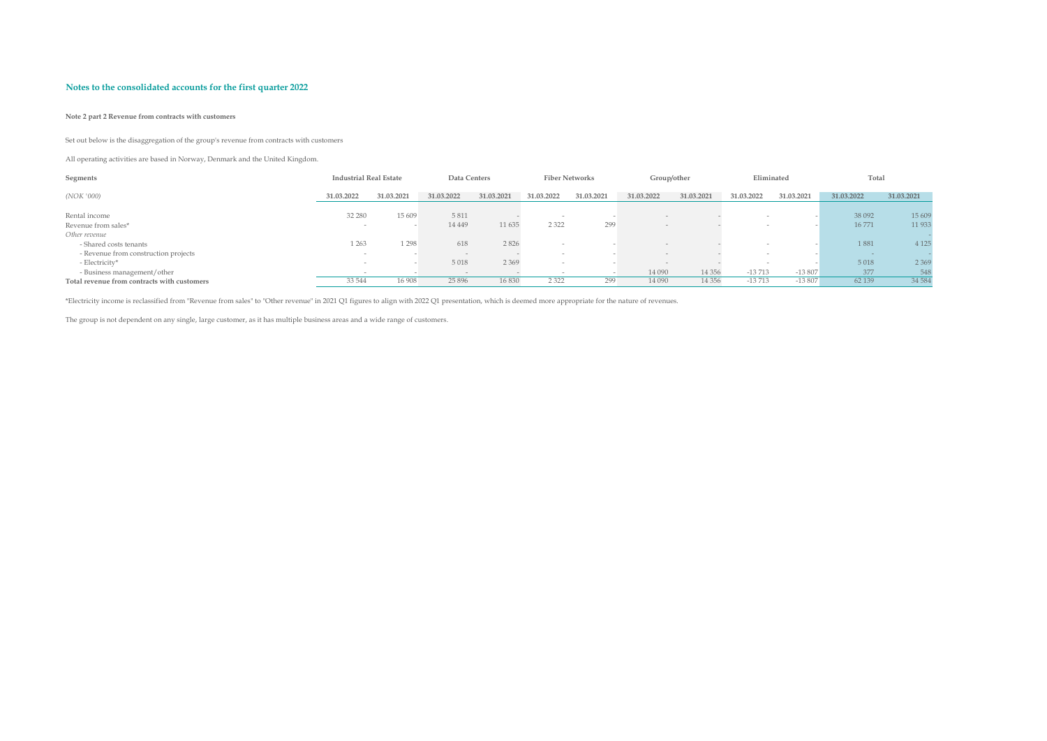## Notes to the consolidated accounts for the first quarter 2022

**Note 2 part 2 Revenue from contracts with customers**

Set out below is the disaggregation of the group's revenue from contracts with customers

All operating activities are based in Norway, Denmark and the United Kingdom.

| Segments | Industrial Real Estate | | Data Centers | | Fiber Networks | | Group/other | | Eliminated | | Total | |
|---|---|---|---|---|---|---|---|---|---|---|---|---|
| *(NOK '000)* | 31.03.2022 | 31.03.2021 | 31.03.2022 | 31.03.2021 | 31.03.2022 | 31.03.2021 | 31.03.2022 | 31.03.2021 | 31.03.2022 | 31.03.2021 | 31.03.2022 | 31.03.2021 |
| Rental income | 32 280 | 15 609 | 5 811 | - | - | - | - | - | - | - | 38 092 | 15 609 |
| Revenue from sales* | - | - | 14 449 | 11 635 | 2 322 | 299 | - | - | - | - | 16 771 | 11 933 |
| *Other revenue* | | | | | | | | | | | | - |
| - Shared costs tenants | 1 263 | 1 298 | 618 | 2 826 | - | - | - | - | - | - | 1 881 | 4 125 |
| - Revenue from construction projects | - | - | - | - | - | - | - | - | - | - | - | - |
| - Electricity* | - | - | 5 018 | 2 369 | - | - | - | - | - | - | 5 018 | 2 369 |
| - Business management/other | - | - | - | - | - | - | 14 090 | 14 356 | -13 713 | -13 807 | 377 | 548 |
| **Total revenue from contracts with customers** | 33 544 | 16 908 | 25 896 | 16 830 | 2 322 | 299 | 14 090 | 14 356 | -13 713 | -13 807 | 62 139 | 34 584 |

*Electricity income is reclassified from "Revenue from sales" to "Other revenue" in 2021 Q1 figures to align with 2022 Q1 presentation, which is deemed more appropriate for the nature of revenues.

The group is not dependent on any single, large customer, as it has multiple business areas and a wide range of customers.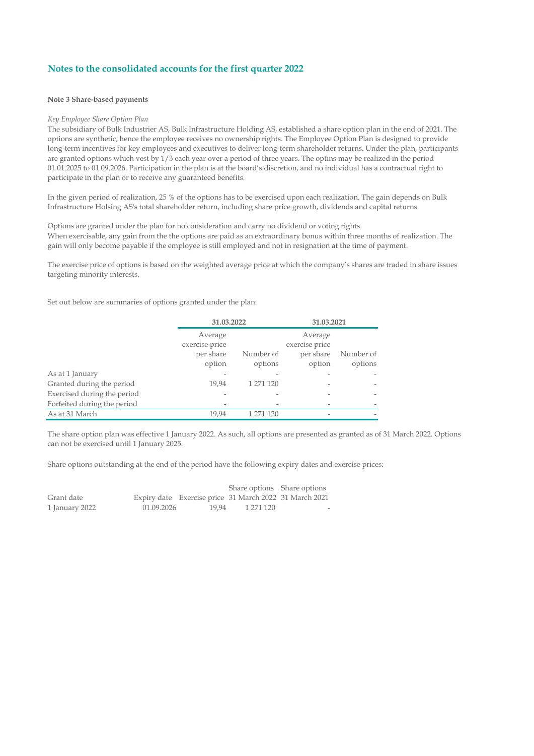## Notes to the consolidated accounts for the first quarter 2022

**Note 3 Share-based payments**

*Key Employee Share Option Plan*

The subsidiary of Bulk Industrier AS, Bulk Infrastructure Holding AS, established a share option plan in the end of 2021. The options are synthetic, hence the employee receives no ownership rights. The Employee Option Plan is designed to provide long-term incentives for key employees and executives to deliver long-term shareholder returns. Under the plan, participants are granted options which vest by 1/3 each year over a period of three years. The optins may be realized in the period 01.01.2025 to 01.09.2026. Participation in the plan is at the board's discretion, and no individual has a contractual right to participate in the plan or to receive any guaranteed benefits.

In the given period of realization, 25 % of the options has to be exercised upon each realization. The gain depends on Bulk Infrastructure Holsing AS's total shareholder return, including share price growth, dividends and capital returns.

Options are granted under the plan for no consideration and carry no dividend or voting rights.
When exercisable, any gain from the the options are paid as an extraordinary bonus within three months of realization. The gain will only become payable if the employee is still employed and not in resignation at the time of payment.

The exercise price of options is based on the weighted average price at which the company's shares are traded in share issues targeting minority interests.

Set out below are summaries of options granted under the plan:

| | 31.03.2022 | | 31.03.2021 | |
|---|---|---|---|---|
| | Average exercise price per share option | Number of options | Average exercise price per share option | Number of options |
| As at 1 January | - | - | - | - |
| Granted during the period | 19,94 | 1 271 120 | - | - |
| Exercised during the period | - | - | - | - |
| Forfeited during the period | - | - | - | - |
| As at 31 March | 19,94 | 1 271 120 | - | - |

The share option plan was effective 1 January 2022. As such, all options are presented as granted as of 31 March 2022. Options can not be exercised until 1 January 2025.

Share options outstanding at the end of the period have the following expiry dates and exercise prices:

| Grant date | Expiry date | Exercise price | Share options 31 March 2022 | Share options 31 March 2021 |
|---|---|---|---|---|
| 1 January 2022 | 01.09.2026 | 19,94 | 1 271 120 | - |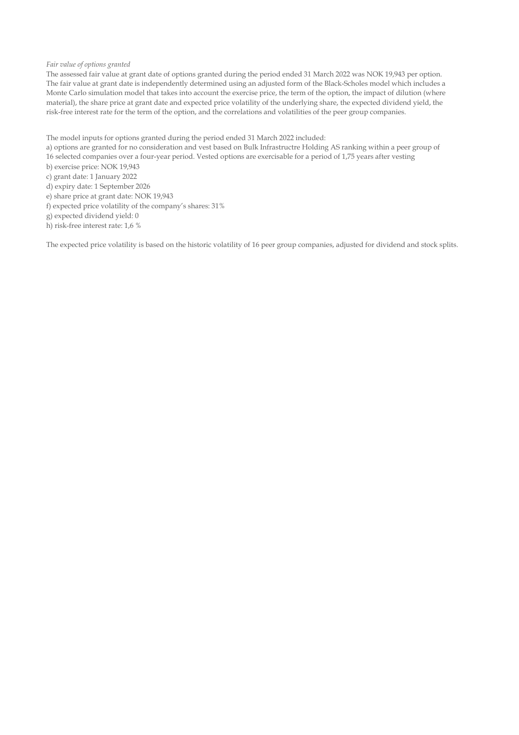*Fair value of options granted*

The assessed fair value at grant date of options granted during the period ended 31 March 2022 was NOK 19,943 per option. The fair value at grant date is independently determined using an adjusted form of the Black-Scholes model which includes a Monte Carlo simulation model that takes into account the exercise price, the term of the option, the impact of dilution (where material), the share price at grant date and expected price volatility of the underlying share, the expected dividend yield, the risk-free interest rate for the term of the option, and the correlations and volatilities of the peer group companies.

The model inputs for options granted during the period ended 31 March 2022 included:

a) options are granted for no consideration and vest based on Bulk Infrastructre Holding AS ranking within a peer group of 16 selected companies over a four-year period. Vested options are exercisable for a period of 1,75 years after vesting

b) exercise price: NOK 19,943

c) grant date: 1 January 2022

d) expiry date: 1 September 2026

e) share price at grant date: NOK 19,943

f) expected price volatility of the company's shares: 31%

g) expected dividend yield: 0

h) risk-free interest rate: 1,6 %

The expected price volatility is based on the historic volatility of 16 peer group companies, adjusted for dividend and stock splits.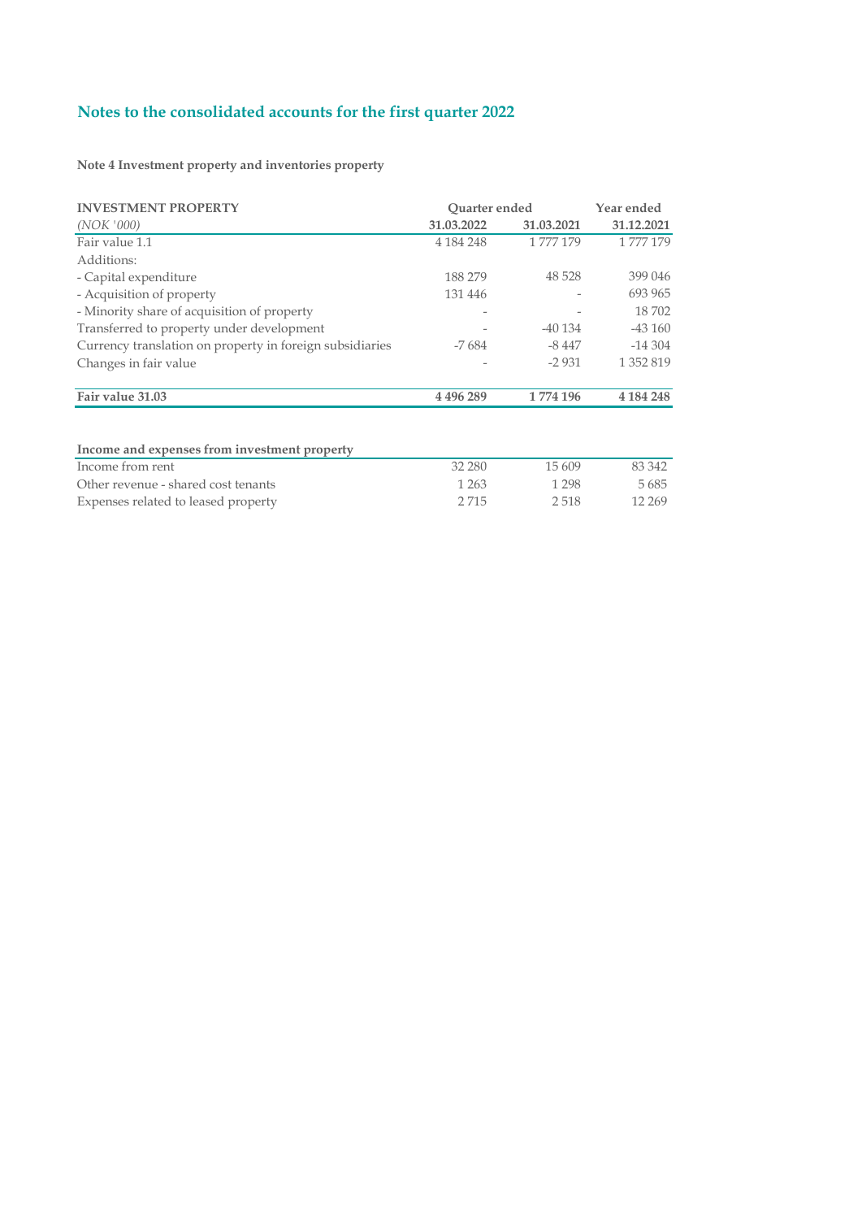## Notes to the consolidated accounts for the first quarter 2022

**Note 4 Investment property and inventories property**

| **INVESTMENT PROPERTY** | Quarter ended | | Year ended |
|---|---|---|---|
| *(NOK '000)* | **31.03.2022** | **31.03.2021** | **31.12.2021** |
| Fair value 1.1 | 4 184 248 | 1 777 179 | 1 777 179 |
| Additions: | | | |
| - Capital expenditure | 188 279 | 48 528 | 399 046 |
| - Acquisition of property | 131 446 | - | 693 965 |
| - Minority share of acquisition of property | - | - | 18 702 |
| Transferred to property under development | - | -40 134 | -43 160 |
| Currency translation on property in foreign subsidiaries | -7 684 | -8 447 | -14 304 |
| Changes in fair value | - | -2 931 | 1 352 819 |
| **Fair value 31.03** | **4 496 289** | **1 774 196** | **4 184 248** |

| **Income and expenses from investment property** | | | |
|---|---|---|---|
| Income from rent | 32 280 | 15 609 | 83 342 |
| Other revenue - shared cost tenants | 1 263 | 1 298 | 5 685 |
| Expenses related to leased property | 2 715 | 2 518 | 12 269 |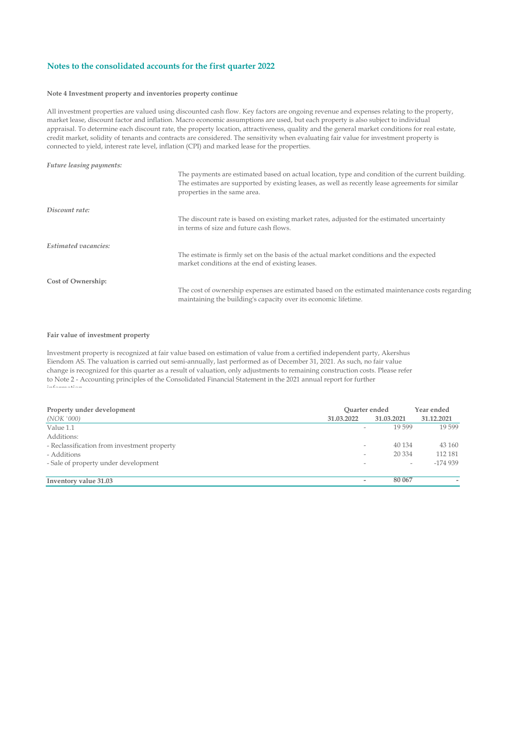## Notes to the consolidated accounts for the first quarter 2022

**Note 4 Investment property and inventories property continue**

All investment properties are valued using discounted cash flow. Key factors are ongoing revenue and expenses relating to the property, market lease, discount factor and inflation. Macro economic assumptions are used, but each property is also subject to individual appraisal. To determine each discount rate, the property location, attractiveness, quality and the general market conditions for real estate, credit market, solidity of tenants and contracts are considered. The sensitivity when evaluating fair value for investment property is connected to yield, interest rate level, inflation (CPI) and marked lease for the properties.

*Future leasing payments:*

The payments are estimated based on actual location, type and condition of the current building. The estimates are supported by existing leases, as well as recently lease agreements for similar properties in the same area.

*Discount rate:*

The discount rate is based on existing market rates, adjusted for the estimated uncertainty in terms of size and future cash flows.

*Estimated vacancies:*

The estimate is firmly set on the basis of the actual market conditions and the expected market conditions at the end of existing leases.

**Cost of Ownership:**

The cost of ownership expenses are estimated based on the estimated maintenance costs regarding maintaining the building's capacity over its economic lifetime.

**Fair value of investment property**

Investment property is recognized at fair value based on estimation of value from a certified independent party, Akershus Eiendom AS. The valuation is carried out semi-annually, last performed as of December 31, 2021. As such, no fair value change is recognized for this quarter as a result of valuation, only adjustments to remaining construction costs. Please refer to Note 2 - Accounting principles of the Consolidated Financial Statement in the 2021 annual report for further information.

| **Property under development** | Quarter ended | | Year ended |
|---|---|---|---|
| *(NOK '000)* | **31.03.2022** | **31.03.2021** | **31.12.2021** |
| Value 1.1 | - | 19 599 | 19 599 |
| Additions: | | | |
| - Reclassification from investment property | - | 40 134 | 43 160 |
| - Additions | - | 20 334 | 112 181 |
| - Sale of property under development | - | - | -174 939 |
| **Inventory value 31.03** | **-** | **80 067** | **-** |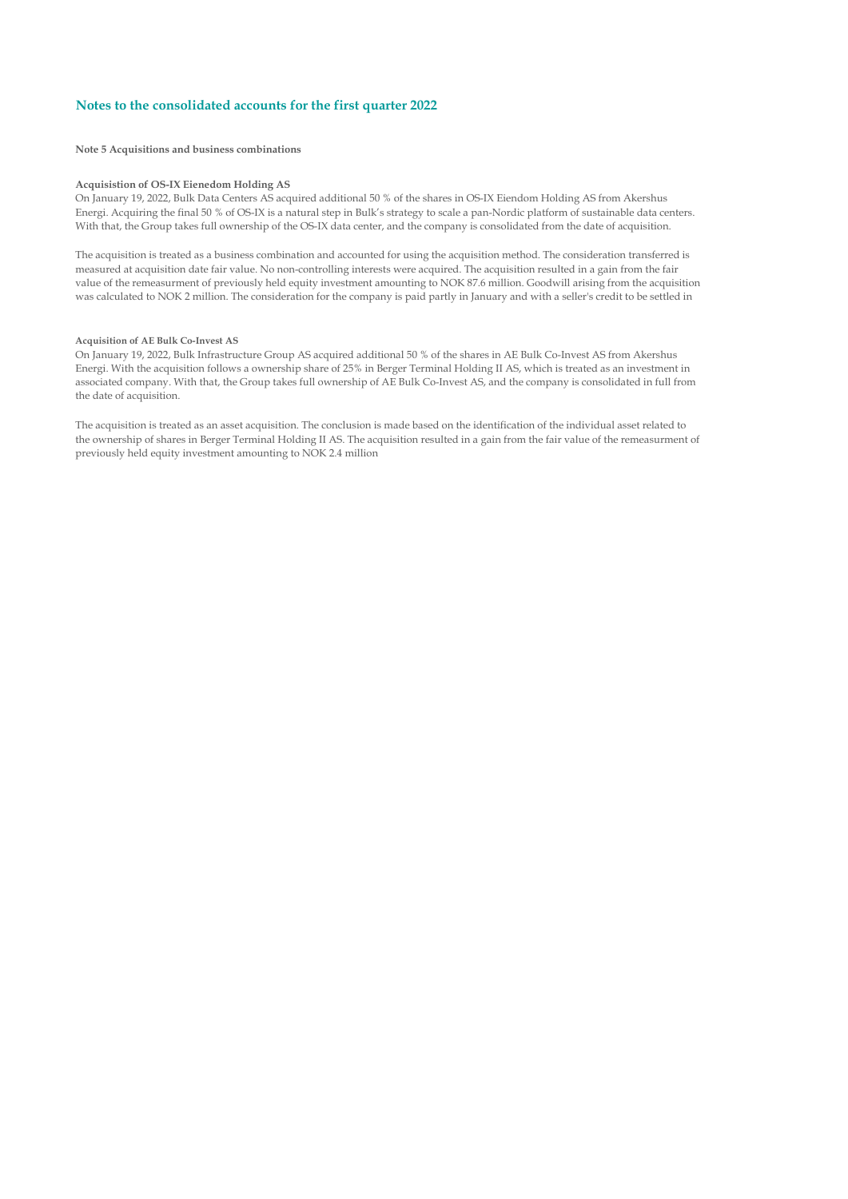## Notes to the consolidated accounts for the first quarter 2022

**Note 5 Acquisitions and business combinations**

**Acquisistion of OS-IX Eienedom Holding AS**

On January 19, 2022, Bulk Data Centers AS acquired additional 50 % of the shares in OS-IX Eiendom Holding AS from Akershus Energi. Acquiring the final 50 % of OS-IX is a natural step in Bulk's strategy to scale a pan-Nordic platform of sustainable data centers. With that, the Group takes full ownership of the OS-IX data center, and the company is consolidated from the date of acquisition.

The acquisition is treated as a business combination and accounted for using the acquisition method. The consideration transferred is measured at acquisition date fair value. No non-controlling interests were acquired. The acquisition resulted in a gain from the fair value of the remeasurment of previously held equity investment amounting to NOK 87.6 million. Goodwill arising from the acquisition was calculated to NOK 2 million. The consideration for the company is paid partly in January and with a seller's credit to be settled in

**Acquisition of AE Bulk Co-Invest AS**

On January 19, 2022, Bulk Infrastructure Group AS acquired additional 50 % of the shares in AE Bulk Co-Invest AS from Akershus Energi. With the acquisition follows a ownership share of 25% in Berger Terminal Holding II AS, which is treated as an investment in associated company. With that, the Group takes full ownership of AE Bulk Co-Invest AS, and the company is consolidated in full from the date of acquisition.

The acquisition is treated as an asset acquisition. The conclusion is made based on the identification of the individual asset related to the ownership of shares in Berger Terminal Holding II AS. The acquisition resulted in a gain from the fair value of the remeasurment of previously held equity investment amounting to NOK 2.4 million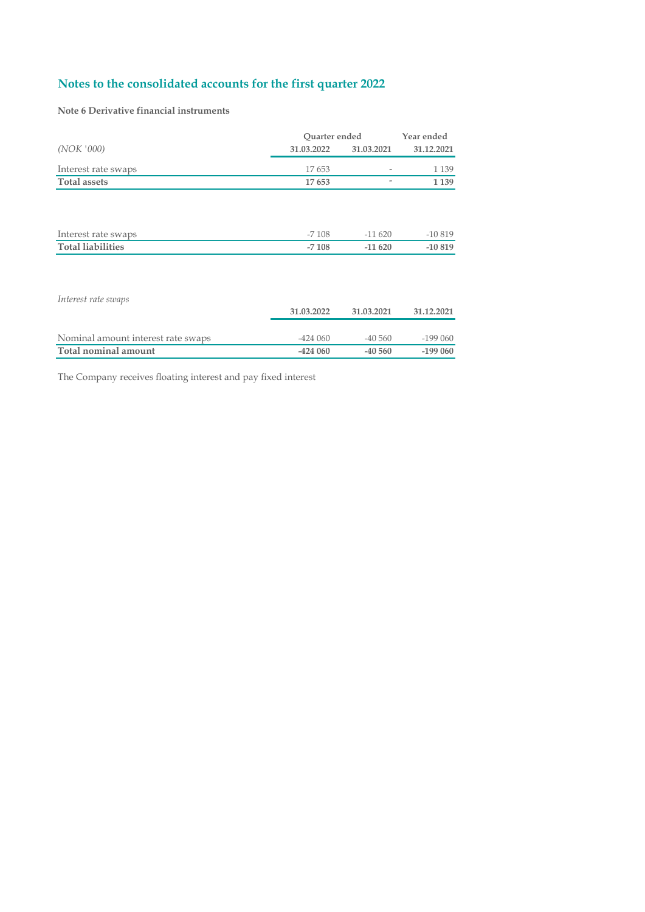## Notes to the consolidated accounts for the first quarter 2022

**Note 6 Derivative financial instruments**

| | Quarter ended | | Year ended |
|---|---|---|---|
| *(NOK '000)* | **31.03.2022** | **31.03.2021** | **31.12.2021** |
| Interest rate swaps | 17 653 | - | 1 139 |
| **Total assets** | **17 653** | **-** | **1 139** |

| | | | |
|---|---|---|---|
| Interest rate swaps | -7 108 | -11 620 | -10 819 |
| **Total liabilities** | **-7 108** | **-11 620** | **-10 819** |

*Interest rate swaps*

| | **31.03.2022** | **31.03.2021** | **31.12.2021** |
|---|---|---|---|
| Nominal amount interest rate swaps | -424 060 | -40 560 | -199 060 |
| **Total nominal amount** | **-424 060** | **-40 560** | **-199 060** |

The Company receives floating interest and pay fixed interest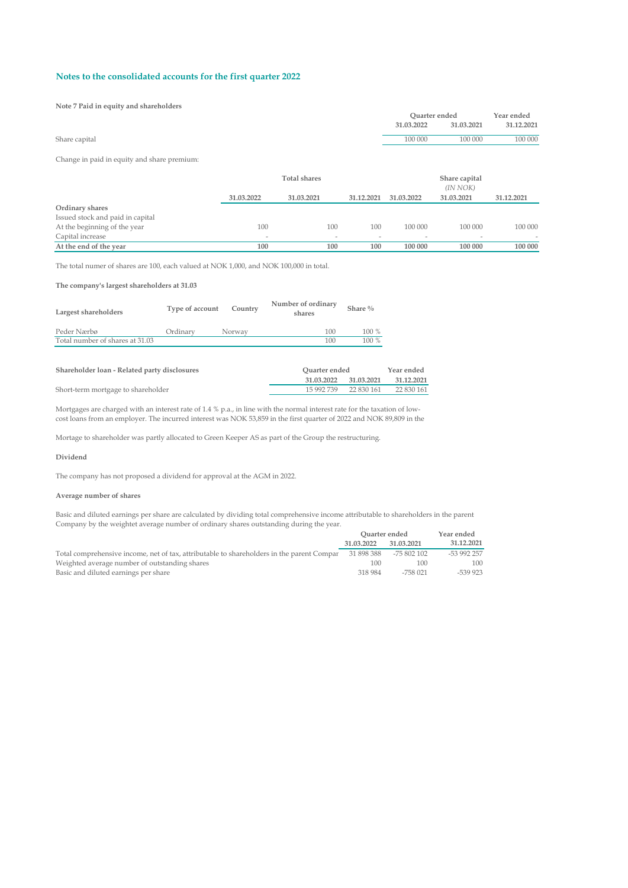## Notes to the consolidated accounts for the first quarter 2022

**Note 7 Paid in equity and shareholders**

| | Quarter ended 31.03.2022 | Quarter ended 31.03.2021 | Year ended 31.12.2021 |
|---|---|---|---|
| Share capital | 100 000 | 100 000 | 100 000 |

Change in paid in equity and share premium:

| | Total shares | | | Share capital *(IN NOK)* | | |
|---|---|---|---|---|---|---|
| | 31.03.2022 | 31.03.2021 | 31.12.2021 | 31.03.2022 | 31.03.2021 | 31.12.2021 |
| **Ordinary shares** | | | | | | |
| Issued stock and paid in capital | | | | | | |
| At the beginning of the year | 100 | 100 | 100 | 100 000 | 100 000 | 100 000 |
| Capital increase | - | - | - | - | - | - |
| **At the end of the year** | **100** | **100** | **100** | **100 000** | **100 000** | **100 000** |

The total numer of shares are 100, each valued at NOK 1,000, and NOK 100,000 in total.

**The company's largest shareholders at 31.03**

| Largest shareholders | Type of account | Country | Number of ordinary shares | Share % |
|---|---|---|---|---|
| Peder Nærbø | Ordinary | Norway | 100 | 100 % |
| Total number of shares at 31.03 | | | 100 | 100 % |

| Shareholder loan - Related party disclosures | Quarter ended 31.03.2022 | Quarter ended 31.03.2021 | Year ended 31.12.2021 |
|---|---|---|---|
| Short-term mortgage to shareholder | 15 992 739 | 22 830 161 | 22 830 161 |

Mortgages are charged with an interest rate of 1.4 % p.a., in line with the normal interest rate for the taxation of low-cost loans from an employer. The incurred interest was NOK 53,859 in the first quarter of 2022 and NOK 89,809 in the

Mortage to shareholder was partly allocated to Green Keeper AS as part of the Group the restructuring.

**Dividend**

The company has not proposed a dividend for approval at the AGM in 2022.

**Average number of shares**

Basic and diluted earnings per share are calculated by dividing total comprehensive income attributable to shareholders in the parent Company by the weightet average number of ordinary shares outstanding during the year.

| | Quarter ended 31.03.2022 | Quarter ended 31.03.2021 | Year ended 31.12.2021 |
|---|---|---|---|
| Total comprehensive income, net of tax, attributable to shareholders in the parent Compar | 31 898 388 | -75 802 102 | -53 992 257 |
| Weighted average number of outstanding shares | 100 | 100 | 100 |
| Basic and diluted earnings per share | 318 984 | -758 021 | -539 923 |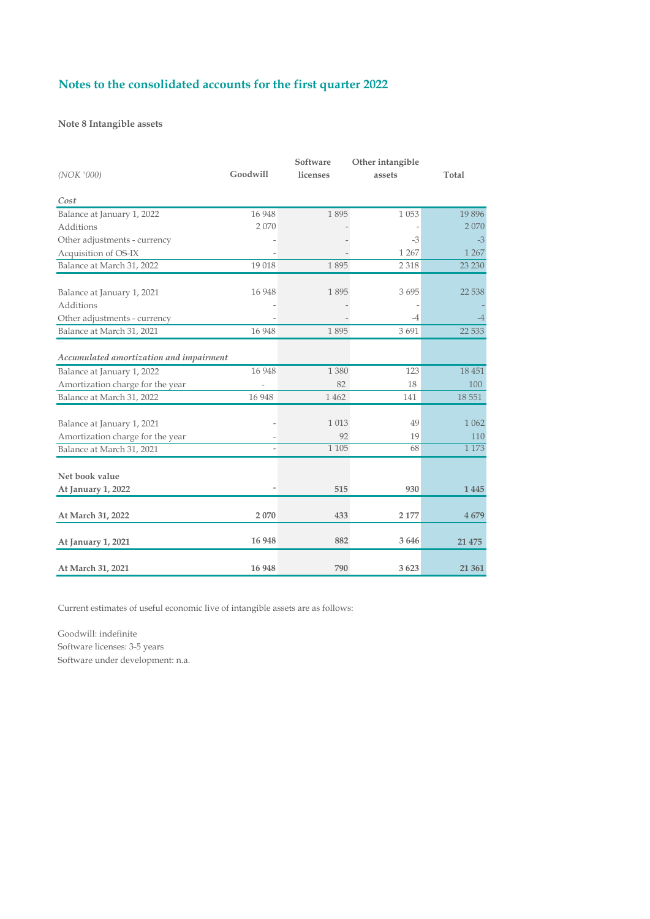## Notes to the consolidated accounts for the first quarter 2022

**Note 8 Intangible assets**

| *(NOK '000)* | Goodwill | Software licenses | Other intangible assets | Total |
|---|---|---|---|---|
| *Cost* | | | | |
| Balance at January 1, 2022 | 16 948 | 1 895 | 1 053 | 19 896 |
| Additions | 2 070 | - | - | 2 070 |
| Other adjustments - currency | - | - | -3 | -3 |
| Acquisition of OS-IX | - | - | 1 267 | 1 267 |
| Balance at March 31, 2022 | 19 018 | 1 895 | 2 318 | 23 230 |
| | | | | |
| Balance at January 1, 2021 | 16 948 | 1 895 | 3 695 | 22 538 |
| Additions | - | - | - | - |
| Other adjustments - currency | - | - | -4 | -4 |
| Balance at March 31, 2021 | 16 948 | 1 895 | 3 691 | 22 533 |
| | | | | |
| *Accumulated amortization and impairment* | | | | |
| Balance at January 1, 2022 | 16 948 | 1 380 | 123 | 18 451 |
| Amortization charge for the year | - | 82 | 18 | 100 |
| Balance at March 31, 2022 | 16 948 | 1 462 | 141 | 18 551 |
| | | | | |
| Balance at January 1, 2021 | - | 1 013 | 49 | 1 062 |
| Amortization charge for the year | - | 92 | 19 | 110 |
| Balance at March 31, 2021 | - | 1 105 | 68 | 1 173 |
| | | | | |
| **Net book value** | | | | |
| **At January 1, 2022** | **-** | **515** | **930** | **1 445** |
| | | | | |
| **At March 31, 2022** | **2 070** | **433** | **2 177** | **4 679** |
| | | | | |
| **At January 1, 2021** | **16 948** | **882** | **3 646** | **21 475** |
| | | | | |
| **At March 31, 2021** | **16 948** | **790** | **3 623** | **21 361** |

Current estimates of useful economic live of intangible assets are as follows:

Goodwill: indefinite
Software licenses: 3-5 years
Software under development: n.a.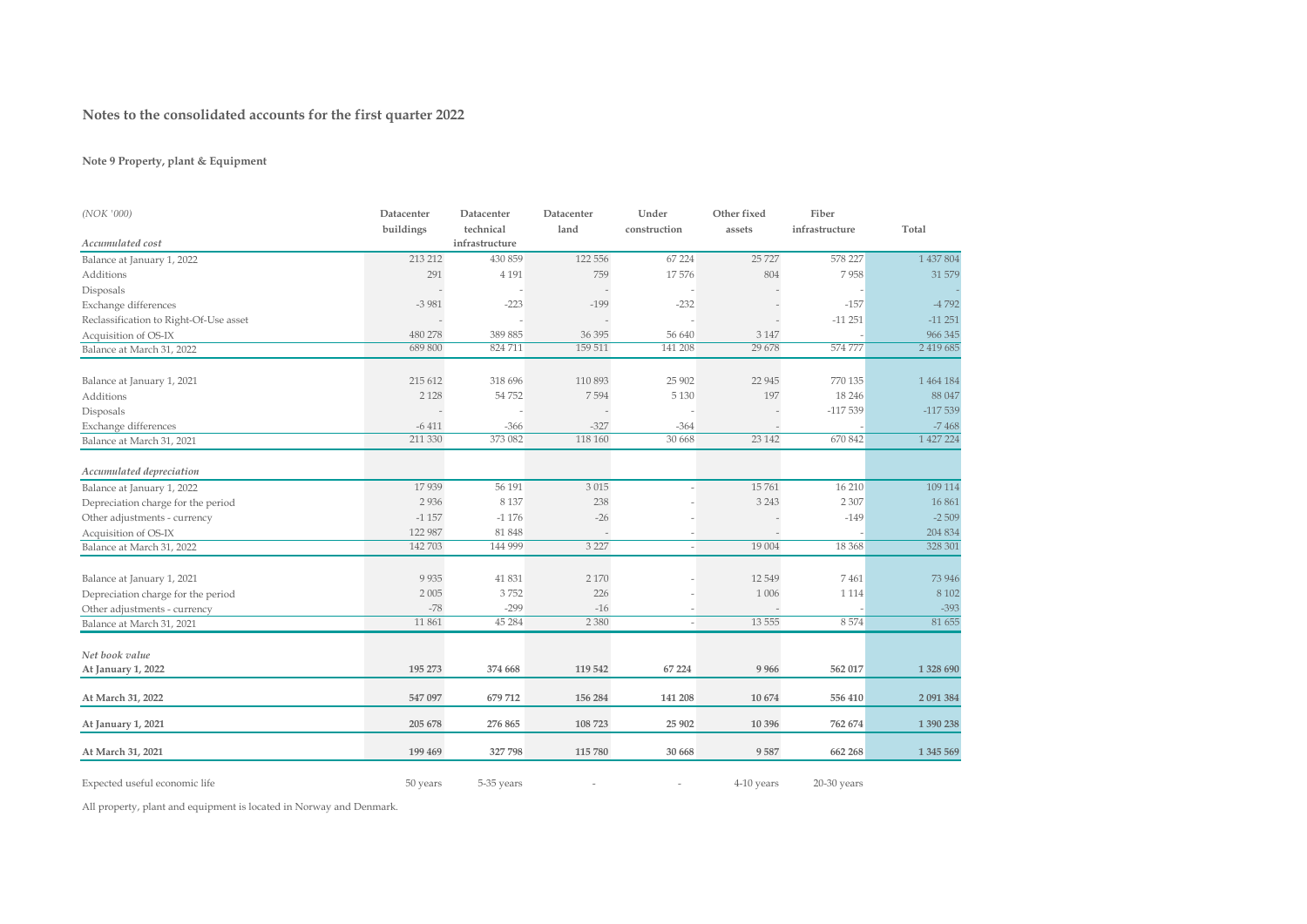## Notes to the consolidated accounts for the first quarter 2022

### Note 9 Property, plant & Equipment

| *(NOK '000)* | Datacenter buildings | Datacenter technical infrastructure | Datacenter land | Under construction | Other fixed assets | Fiber infrastructure | Total |
|---|---|---|---|---|---|---|---|
| *Accumulated cost* | | | | | | | |
| Balance at January 1, 2022 | 213 212 | 430 859 | 122 556 | 67 224 | 25 727 | 578 227 | 1 437 804 |
| Additions | 291 | 4 191 | 759 | 17 576 | 804 | 7 958 | 31 579 |
| Disposals | - | - | - | - | - | - | - |
| Exchange differences | -3 981 | -223 | -199 | -232 | - | -157 | -4 792 |
| Reclassification to Right-Of-Use asset | - | - | - | - | - | -11 251 | -11 251 |
| Acquisition of OS-IX | 480 278 | 389 885 | 36 395 | 56 640 | 3 147 | - | 966 345 |
| Balance at March 31, 2022 | 689 800 | 824 711 | 159 511 | 141 208 | 29 678 | 574 777 | 2 419 685 |
| | | | | | | | |
| Balance at January 1, 2021 | 215 612 | 318 696 | 110 893 | 25 902 | 22 945 | 770 135 | 1 464 184 |
| Additions | 2 128 | 54 752 | 7 594 | 5 130 | 197 | 18 246 | 88 047 |
| Disposals | - | - | - | - | - | -117 539 | -117 539 |
| Exchange differences | -6 411 | -366 | -327 | -364 | - | - | -7 468 |
| Balance at March 31, 2021 | 211 330 | 373 082 | 118 160 | 30 668 | 23 142 | 670 842 | 1 427 224 |
| | | | | | | | |
| *Accumulated depreciation* | | | | | | | |
| Balance at January 1, 2022 | 17 939 | 56 191 | 3 015 | - | 15 761 | 16 210 | 109 114 |
| Depreciation charge for the period | 2 936 | 8 137 | 238 | - | 3 243 | 2 307 | 16 861 |
| Other adjustments - currency | -1 157 | -1 176 | -26 | - | - | -149 | -2 509 |
| Acquisition of OS-IX | 122 987 | 81 848 | - | - | - | - | 204 834 |
| Balance at March 31, 2022 | 142 703 | 144 999 | 3 227 | - | 19 004 | 18 368 | 328 301 |
| | | | | | | | |
| Balance at January 1, 2021 | 9 935 | 41 831 | 2 170 | - | 12 549 | 7 461 | 73 946 |
| Depreciation charge for the period | 2 005 | 3 752 | 226 | - | 1 006 | 1 114 | 8 102 |
| Other adjustments - currency | -78 | -299 | -16 | - | - | - | -393 |
| Balance at March 31, 2021 | 11 861 | 45 284 | 2 380 | - | 13 555 | 8 574 | 81 655 |
| | | | | | | | |
| *Net book value* | | | | | | | |
| **At January 1, 2022** | **195 273** | **374 668** | **119 542** | **67 224** | **9 966** | **562 017** | **1 328 690** |
| **At March 31, 2022** | **547 097** | **679 712** | **156 284** | **141 208** | **10 674** | **556 410** | **2 091 384** |
| **At January 1, 2021** | **205 678** | **276 865** | **108 723** | **25 902** | **10 396** | **762 674** | **1 390 238** |
| **At March 31, 2021** | **199 469** | **327 798** | **115 780** | **30 668** | **9 587** | **662 268** | **1 345 569** |
| | | | | | | | |
| Expected useful economic life | 50 years | 5-35 years | - | - | 4-10 years | 20-30 years | |

All property, plant and equipment is located in Norway and Denmark.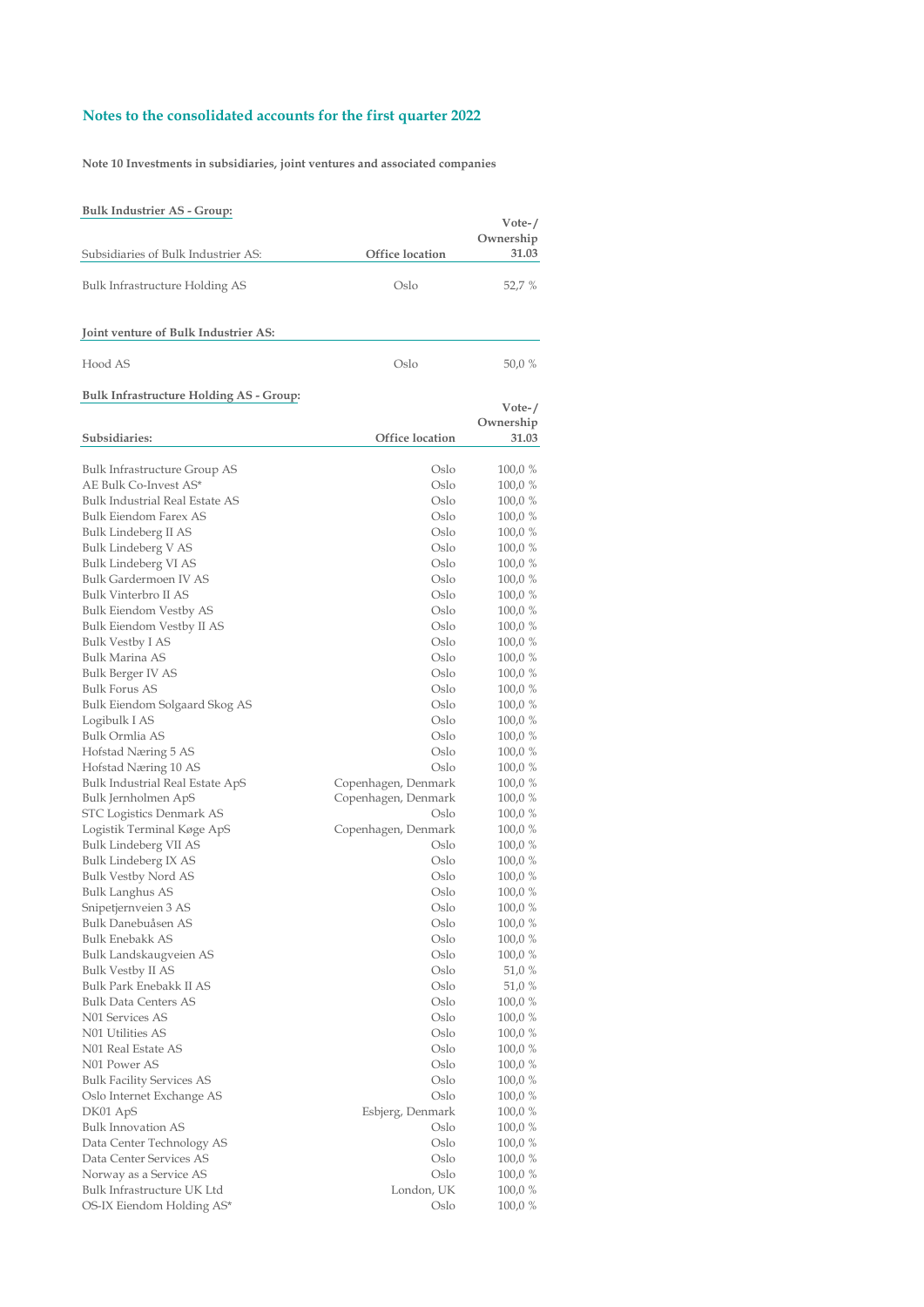## Notes to the consolidated accounts for the first quarter 2022

**Note 10 Investments in subsidiaries, joint ventures and associated companies**

**Bulk Industrier AS - Group:**

| Subsidiaries of Bulk Industrier AS: | Office location | Vote-/ Ownership 31.03 |
|---|---|---|
| Bulk Infrastructure Holding AS | Oslo | 52,7 % |

| Joint venture of Bulk Industrier AS: | | |
|---|---|---|
| Hood AS | Oslo | 50,0 % |

**Bulk Infrastructure Holding AS - Group:**

| Subsidiaries: | Office location | Vote-/ Ownership 31.03 |
|---|---|---|
| Bulk Infrastructure Group AS | Oslo | 100,0 % |
| AE Bulk Co-Invest AS* | Oslo | 100,0 % |
| Bulk Industrial Real Estate AS | Oslo | 100,0 % |
| Bulk Eiendom Farex AS | Oslo | 100,0 % |
| Bulk Lindeberg II AS | Oslo | 100,0 % |
| Bulk Lindeberg V AS | Oslo | 100,0 % |
| Bulk Lindeberg VI AS | Oslo | 100,0 % |
| Bulk Gardermoen IV AS | Oslo | 100,0 % |
| Bulk Vinterbro II AS | Oslo | 100,0 % |
| Bulk Eiendom Vestby AS | Oslo | 100,0 % |
| Bulk Eiendom Vestby II AS | Oslo | 100,0 % |
| Bulk Vestby I AS | Oslo | 100,0 % |
| Bulk Marina AS | Oslo | 100,0 % |
| Bulk Berger IV AS | Oslo | 100,0 % |
| Bulk Forus AS | Oslo | 100,0 % |
| Bulk Eiendom Solgaard Skog AS | Oslo | 100,0 % |
| Logibulk I AS | Oslo | 100,0 % |
| Bulk Ormlia AS | Oslo | 100,0 % |
| Hofstad Næring 5 AS | Oslo | 100,0 % |
| Hofstad Næring 10 AS | Oslo | 100,0 % |
| Bulk Industrial Real Estate ApS | Copenhagen, Denmark | 100,0 % |
| Bulk Jernholmen ApS | Copenhagen, Denmark | 100,0 % |
| STC Logistics Denmark AS | Oslo | 100,0 % |
| Logistik Terminal Køge ApS | Copenhagen, Denmark | 100,0 % |
| Bulk Lindeberg VII AS | Oslo | 100,0 % |
| Bulk Lindeberg IX AS | Oslo | 100,0 % |
| Bulk Vestby Nord AS | Oslo | 100,0 % |
| Bulk Langhus AS | Oslo | 100,0 % |
| Snipetjernveien 3 AS | Oslo | 100,0 % |
| Bulk Danebuåsen AS | Oslo | 100,0 % |
| Bulk Enebakk AS | Oslo | 100,0 % |
| Bulk Landskaugveien AS | Oslo | 100,0 % |
| Bulk Vestby II AS | Oslo | 51,0 % |
| Bulk Park Enebakk II AS | Oslo | 51,0 % |
| Bulk Data Centers AS | Oslo | 100,0 % |
| N01 Services AS | Oslo | 100,0 % |
| N01 Utilities AS | Oslo | 100,0 % |
| N01 Real Estate AS | Oslo | 100,0 % |
| N01 Power AS | Oslo | 100,0 % |
| Bulk Facility Services AS | Oslo | 100,0 % |
| Oslo Internet Exchange AS | Oslo | 100,0 % |
| DK01 ApS | Esbjerg, Denmark | 100,0 % |
| Bulk Innovation AS | Oslo | 100,0 % |
| Data Center Technology AS | Oslo | 100,0 % |
| Data Center Services AS | Oslo | 100,0 % |
| Norway as a Service AS | Oslo | 100,0 % |
| Bulk Infrastructure UK Ltd | London, UK | 100,0 % |
| OS-IX Eiendom Holding AS* | Oslo | 100,0 % |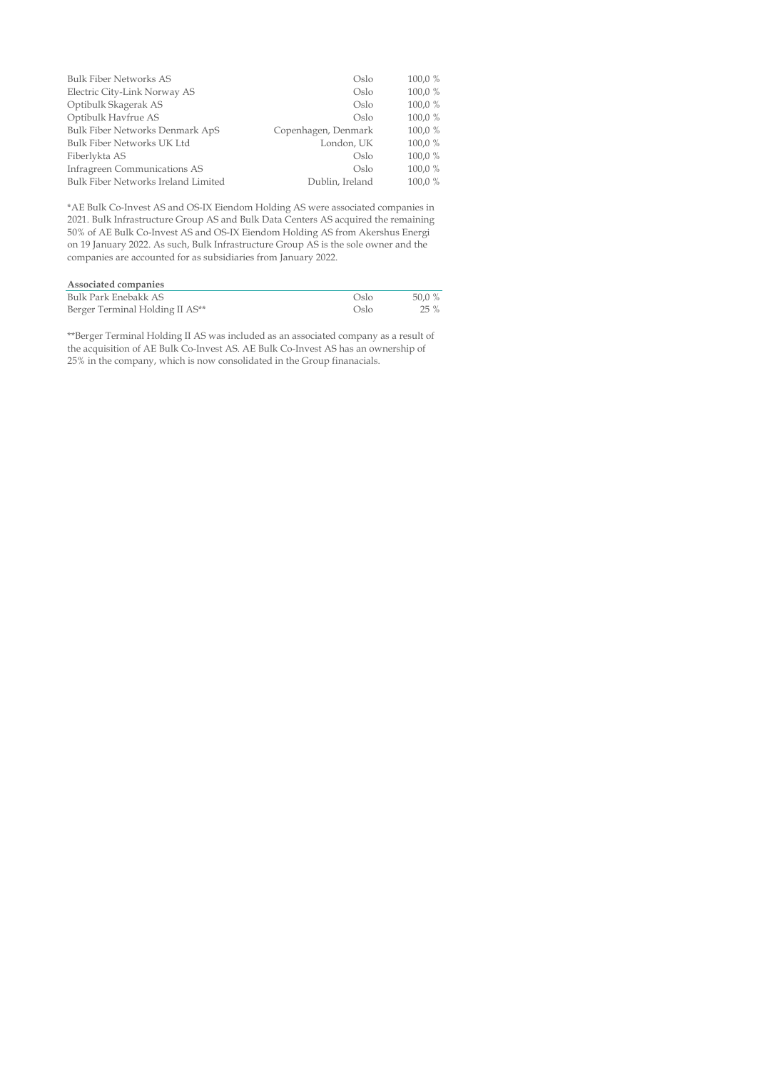| | | |
|---|---|---|
| Bulk Fiber Networks AS | Oslo | 100,0 % |
| Electric City-Link Norway AS | Oslo | 100,0 % |
| Optibulk Skagerak AS | Oslo | 100,0 % |
| Optibulk Havfrue AS | Oslo | 100,0 % |
| Bulk Fiber Networks Denmark ApS | Copenhagen, Denmark | 100,0 % |
| Bulk Fiber Networks UK Ltd | London, UK | 100,0 % |
| Fiberlykta AS | Oslo | 100,0 % |
| Infragreen Communications AS | Oslo | 100,0 % |
| Bulk Fiber Networks Ireland Limited | Dublin, Ireland | 100,0 % |

*AE Bulk Co-Invest AS and OS-IX Eiendom Holding AS were associated companies in 2021. Bulk Infrastructure Group AS and Bulk Data Centers AS acquired the remaining 50% of AE Bulk Co-Invest AS and OS-IX Eiendom Holding AS from Akershus Energi on 19 January 2022. As such, Bulk Infrastructure Group AS is the sole owner and the companies are accounted for as subsidiaries from January 2022.

| **Associated companies** | | |
|---|---|---|
| Bulk Park Enebakk AS | Oslo | 50,0 % |
| Berger Terminal Holding II AS** | Oslo | 25 % |

**Berger Terminal Holding II AS was included as an associated company as a result of the acquisition of AE Bulk Co-Invest AS. AE Bulk Co-Invest AS has an ownership of 25% in the company, which is now consolidated in the Group finanacials.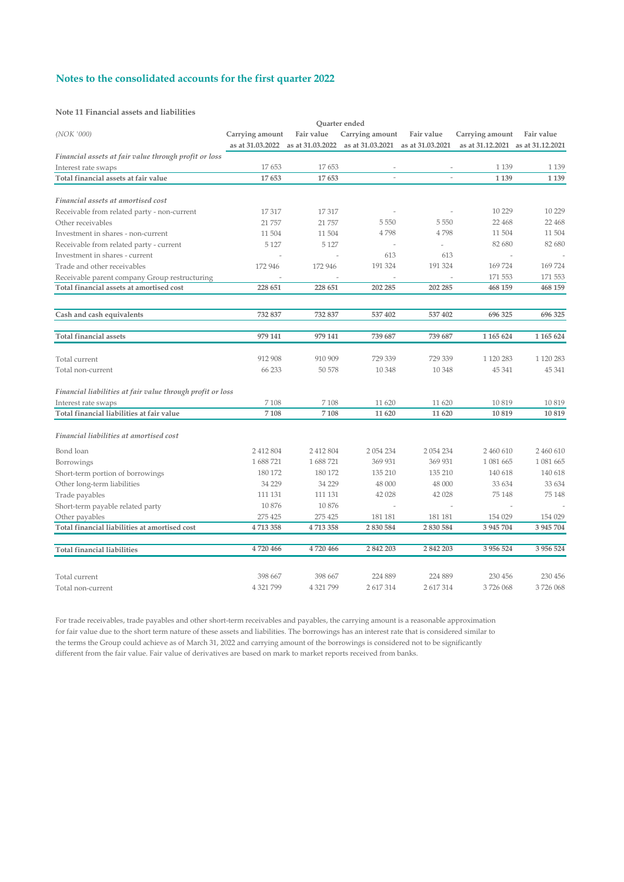## Notes to the consolidated accounts for the first quarter 2022

**Note 11 Financial assets and liabilities**

| | Quarter ended | | | | | |
|---|---|---|---|---|---|---|
| *(NOK '000)* | **Carrying amount as at 31.03.2022** | **Fair value as at 31.03.2022** | **Carrying amount as at 31.03.2021** | **Fair value as at 31.03.2021** | **Carrying amount as at 31.12.2021** | **Fair value as at 31.12.2021** |
| *Financial assets at fair value through profit or loss* | | | | | | |
| Interest rate swaps | 17 653 | 17 653 | - | - | 1 139 | 1 139 |
| **Total financial assets at fair value** | **17 653** | **17 653** | - | - | **1 139** | **1 139** |
| | | | | | | |
| *Financial assets at amortised cost* | | | | | | |
| Receivable from related party - non-current | 17 317 | 17 317 | - | - | 10 229 | 10 229 |
| Other receivables | 21 757 | 21 757 | 5 550 | 5 550 | 22 468 | 22 468 |
| Investment in shares - non-current | 11 504 | 11 504 | 4 798 | 4 798 | 11 504 | 11 504 |
| Receivable from related party - current | 5 127 | 5 127 | - | - | 82 680 | 82 680 |
| Investment in shares - current | - | - | 613 | 613 | - | - |
| Trade and other receivables | 172 946 | 172 946 | 191 324 | 191 324 | 169 724 | 169 724 |
| Receivable parent company Group restructuring | - | - | - | - | 171 553 | 171 553 |
| **Total financial assets at amortised cost** | **228 651** | **228 651** | **202 285** | **202 285** | **468 159** | **468 159** |
| | | | | | | |
| **Cash and cash equivalents** | **732 837** | **732 837** | **537 402** | **537 402** | **696 325** | **696 325** |
| | | | | | | |
| **Total financial assets** | **979 141** | **979 141** | **739 687** | **739 687** | **1 165 624** | **1 165 624** |
| | | | | | | |
| Total current | 912 908 | 910 909 | 729 339 | 729 339 | 1 120 283 | 1 120 283 |
| Total non-current | 66 233 | 50 578 | 10 348 | 10 348 | 45 341 | 45 341 |
| | | | | | | |
| *Financial liabilities at fair value through profit or loss* | | | | | | |
| Interest rate swaps | 7 108 | 7 108 | 11 620 | 11 620 | 10 819 | 10 819 |
| **Total financial liabilities at fair value** | **7 108** | **7 108** | **11 620** | **11 620** | **10 819** | **10 819** |
| | | | | | | |
| *Financial liabilities at amortised cost* | | | | | | |
| Bond loan | 2 412 804 | 2 412 804 | 2 054 234 | 2 054 234 | 2 460 610 | 2 460 610 |
| Borrowings | 1 688 721 | 1 688 721 | 369 931 | 369 931 | 1 081 665 | 1 081 665 |
| Short-term portion of borrowings | 180 172 | 180 172 | 135 210 | 135 210 | 140 618 | 140 618 |
| Other long-term liabilities | 34 229 | 34 229 | 48 000 | 48 000 | 33 634 | 33 634 |
| Trade payables | 111 131 | 111 131 | 42 028 | 42 028 | 75 148 | 75 148 |
| Short-term payable related party | 10 876 | 10 876 | - | - | - | - |
| Other payables | 275 425 | 275 425 | 181 181 | 181 181 | 154 029 | 154 029 |
| **Total financial liabilities at amortised cost** | **4 713 358** | **4 713 358** | **2 830 584** | **2 830 584** | **3 945 704** | **3 945 704** |
| | | | | | | |
| **Total financial liabilities** | **4 720 466** | **4 720 466** | **2 842 203** | **2 842 203** | **3 956 524** | **3 956 524** |
| | | | | | | |
| Total current | 398 667 | 398 667 | 224 889 | 224 889 | 230 456 | 230 456 |
| Total non-current | 4 321 799 | 4 321 799 | 2 617 314 | 2 617 314 | 3 726 068 | 3 726 068 |

For trade receivables, trade payables and other short-term receivables and payables, the carrying amount is a reasonable approximation for fair value due to the short term nature of these assets and liabilities. The borrowings has an interest rate that is considered similar to the terms the Group could achieve as of March 31, 2022 and carrying amount of the borrowings is considered not to be significantly different from the fair value. Fair value of derivatives are based on mark to market reports received from banks.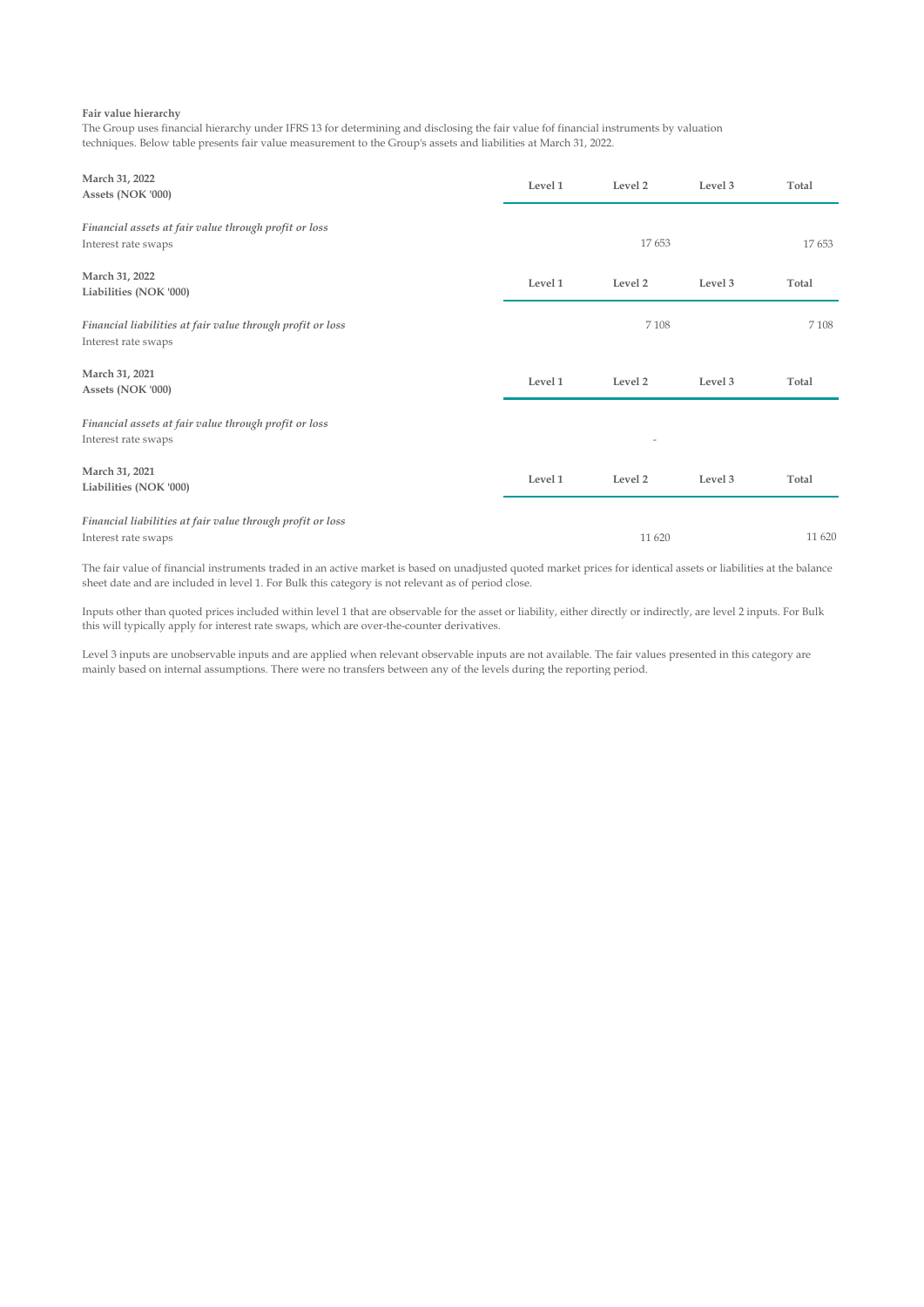**Fair value hierarchy**

The Group uses financial hierarchy under IFRS 13 for determining and disclosing the fair value fof financial instruments by valuation techniques. Below table presents fair value measurement to the Group's assets and liabilities at March 31, 2022.

| **March 31, 2022**<br>**Assets (NOK '000)** | **Level 1** | **Level 2** | **Level 3** | **Total** |
|---|---|---|---|---|
| *Financial assets at fair value through profit or loss* | | | | |
| Interest rate swaps | | 17 653 | | 17 653 |

| **March 31, 2022**<br>**Liabilities (NOK '000)** | **Level 1** | **Level 2** | **Level 3** | **Total** |
|---|---|---|---|---|
| *Financial liabilities at fair value through profit or loss* | | | | |
| Interest rate swaps | | 7 108 | | 7 108 |

| **March 31, 2021**<br>**Assets (NOK '000)** | **Level 1** | **Level 2** | **Level 3** | **Total** |
|---|---|---|---|---|
| *Financial assets at fair value through profit or loss* | | | | |
| Interest rate swaps | | - | | |

| **March 31, 2021**<br>**Liabilities (NOK '000)** | **Level 1** | **Level 2** | **Level 3** | **Total** |
|---|---|---|---|---|
| *Financial liabilities at fair value through profit or loss* | | | | |
| Interest rate swaps | | 11 620 | | 11 620 |

The fair value of financial instruments traded in an active market is based on unadjusted quoted market prices for identical assets or liabilities at the balance sheet date and are included in level 1. For Bulk this category is not relevant as of period close.

Inputs other than quoted prices included within level 1 that are observable for the asset or liability, either directly or indirectly, are level 2 inputs. For Bulk this will typically apply for interest rate swaps, which are over-the-counter derivatives.

Level 3 inputs are unobservable inputs and are applied when relevant observable inputs are not available. The fair values presented in this category are mainly based on internal assumptions. There were no transfers between any of the levels during the reporting period.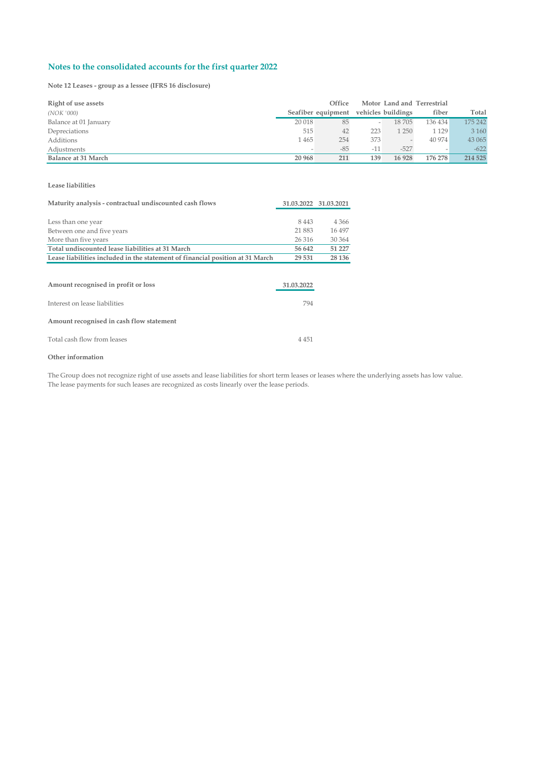## Notes to the consolidated accounts for the first quarter 2022

**Note 12 Leases - group as a lessee (IFRS 16 disclosure)**

| **Right of use assets** *(NOK '000)* | **Seafiber** | **Office equipment** | **Motor vehicles** | **Land and buildings** | **Terrestrial fiber** | **Total** |
|---|---|---|---|---|---|---|
| Balance at 01 January | 20 018 | 85 | - | 18 705 | 136 434 | 175 242 |
| Depreciations | 515 | 42 | 223 | 1 250 | 1 129 | 3 160 |
| Additions | 1 465 | 254 | 373 | - | 40 974 | 43 065 |
| Adjustments | - | -85 | -11 | -527 | - | -622 |
| **Balance at 31 March** | **20 968** | **211** | **139** | **16 928** | **176 278** | **214 525** |

**Lease liabilities**

| **Maturity analysis - contractual undiscounted cash flows** | **31.03.2022** | **31.03.2021** |
|---|---|---|
| Less than one year | 8 443 | 4 366 |
| Between one and five years | 21 883 | 16 497 |
| More than five years | 26 316 | 30 364 |
| **Total undiscounted lease liabilities at 31 March** | **56 642** | **51 227** |
| **Lease liabilities included in the statement of financial position at 31 March** | **29 531** | **28 136** |

| **Amount recognised in profit or loss** | **31.03.2022** |
|---|---|
| Interest on lease liabilities | 794 |
| **Amount recognised in cash flow statement** | |
| Total cash flow from leases | 4 451 |

**Other information**

The Group does not recognize right of use assets and lease liabilities for short term leases or leases where the underlying assets has low value. The lease payments for such leases are recognized as costs linearly over the lease periods.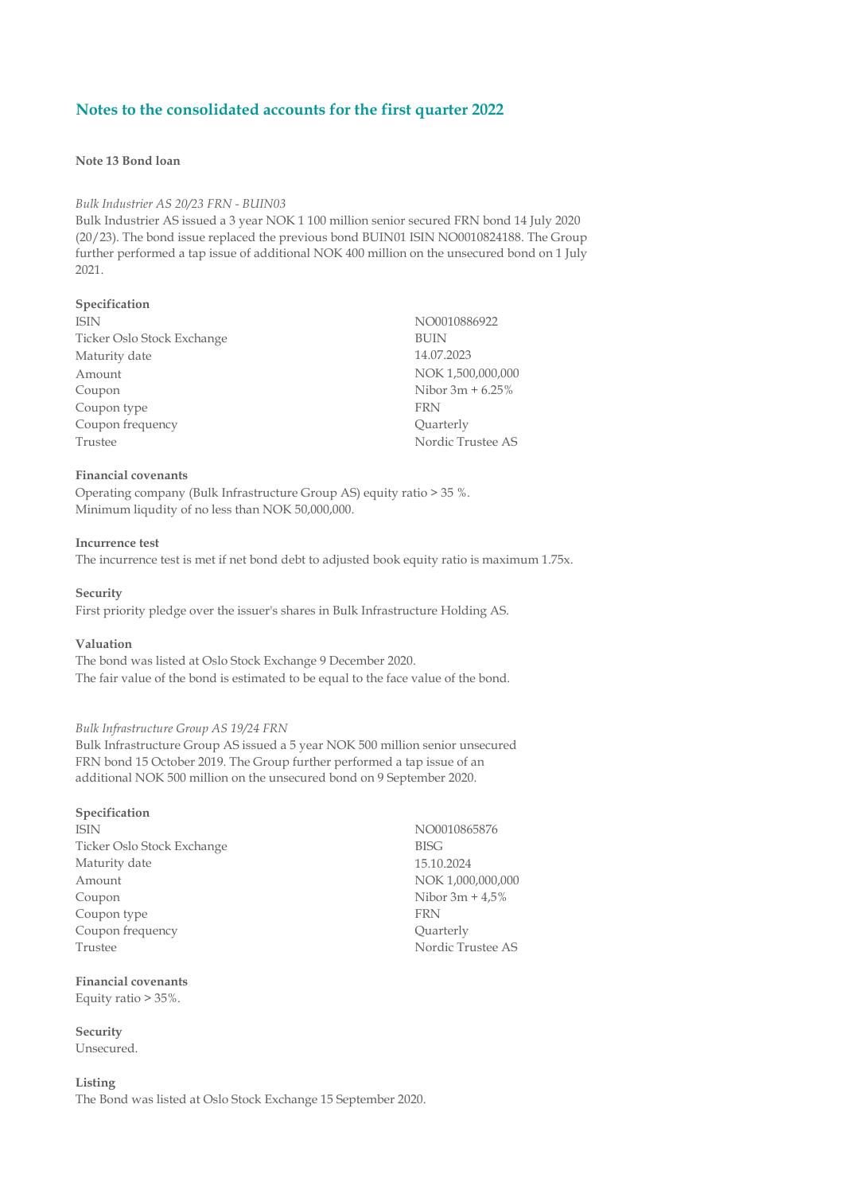## Notes to the consolidated accounts for the first quarter 2022

### Note 13 Bond loan

*Bulk Industrier AS 20/23 FRN - BUIN03*

Bulk Industrier AS issued a 3 year NOK 1 100 million senior secured FRN bond 14 July 2020 (20/23). The bond issue replaced the previous bond BUIN01 ISIN NO0010824188. The Group further performed a tap issue of additional NOK 400 million on the unsecured bond on 1 July 2021.

**Specification**

| | |
|---|---|
| ISIN | NO0010886922 |
| Ticker Oslo Stock Exchange | BUIN |
| Maturity date | 14.07.2023 |
| Amount | NOK 1,500,000,000 |
| Coupon | Nibor 3m + 6.25% |
| Coupon type | FRN |
| Coupon frequency | Quarterly |
| Trustee | Nordic Trustee AS |

**Financial covenants**

Operating company (Bulk Infrastructure Group AS) equity ratio > 35 %.
Minimum liqudity of no less than NOK 50,000,000.

**Incurrence test**

The incurrence test is met if net bond debt to adjusted book equity ratio is maximum 1.75x.

**Security**

First priority pledge over the issuer's shares in Bulk Infrastructure Holding AS.

**Valuation**

The bond was listed at Oslo Stock Exchange 9 December 2020.
The fair value of the bond is estimated to be equal to the face value of the bond.

*Bulk Infrastructure Group AS 19/24 FRN*

Bulk Infrastructure Group AS issued a 5 year NOK 500 million senior unsecured FRN bond 15 October 2019. The Group further performed a tap issue of an additional NOK 500 million on the unsecured bond on 9 September 2020.

**Specification**

| | |
|---|---|
| ISIN | NO0010865876 |
| Ticker Oslo Stock Exchange | BISG |
| Maturity date | 15.10.2024 |
| Amount | NOK 1,000,000,000 |
| Coupon | Nibor 3m + 4,5% |
| Coupon type | FRN |
| Coupon frequency | Quarterly |
| Trustee | Nordic Trustee AS |

**Financial covenants**

Equity ratio > 35%.

**Security**

Unsecured.

**Listing**

The Bond was listed at Oslo Stock Exchange 15 September 2020.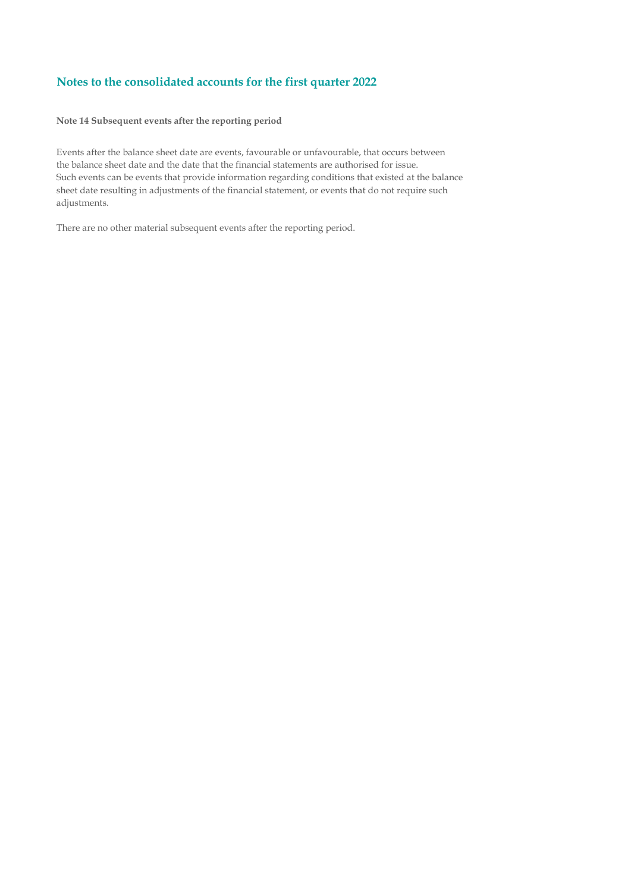## Notes to the consolidated accounts for the first quarter 2022

**Note 14 Subsequent events after the reporting period**

Events after the balance sheet date are events, favourable or unfavourable, that occurs between the balance sheet date and the date that the financial statements are authorised for issue. Such events can be events that provide information regarding conditions that existed at the balance sheet date resulting in adjustments of the financial statement, or events that do not require such adjustments.

There are no other material subsequent events after the reporting period.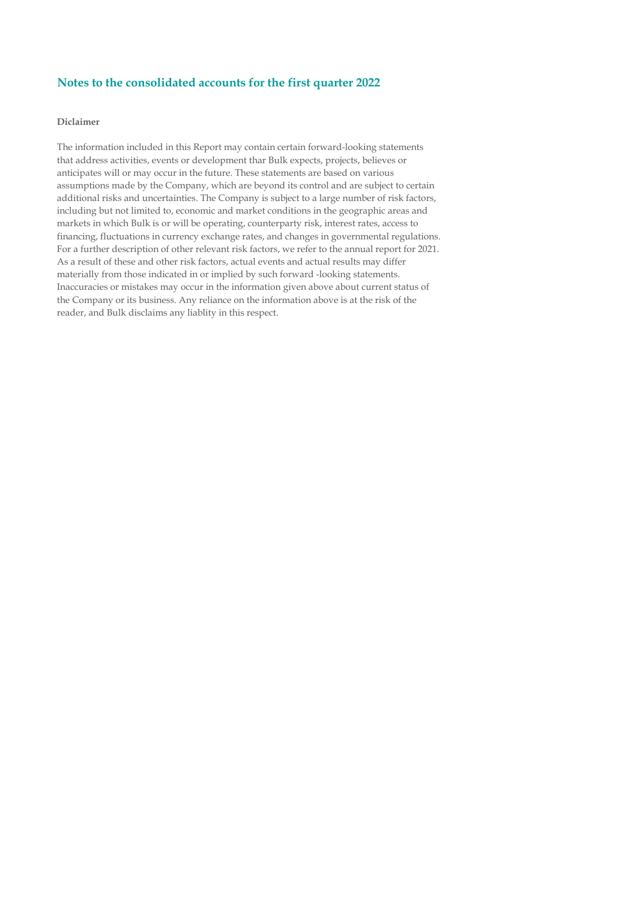## Notes to the consolidated accounts for the first quarter 2022

**Diclaimer**

The information included in this Report may contain certain forward-looking statements that address activities, events or development thar Bulk expects, projects, believes or anticipates will or may occur in the future. These statements are based on various assumptions made by the Company, which are beyond its control and are subject to certain additional risks and uncertainties. The Company is subject to a large number of risk factors, including but not limited to, economic and market conditions in the geographic areas and markets in which Bulk is or will be operating, counterparty risk, interest rates, access to financing, fluctuations in currency exchange rates, and changes in governmental regulations. For a further description of other relevant risk factors, we refer to the annual report for 2021. As a result of these and other risk factors, actual events and actual results may differ materially from those indicated in or implied by such forward -looking statements. Inaccuracies or mistakes may occur in the information given above about current status of the Company or its business. Any reliance on the information above is at the risk of the reader, and Bulk disclaims any liablity in this respect.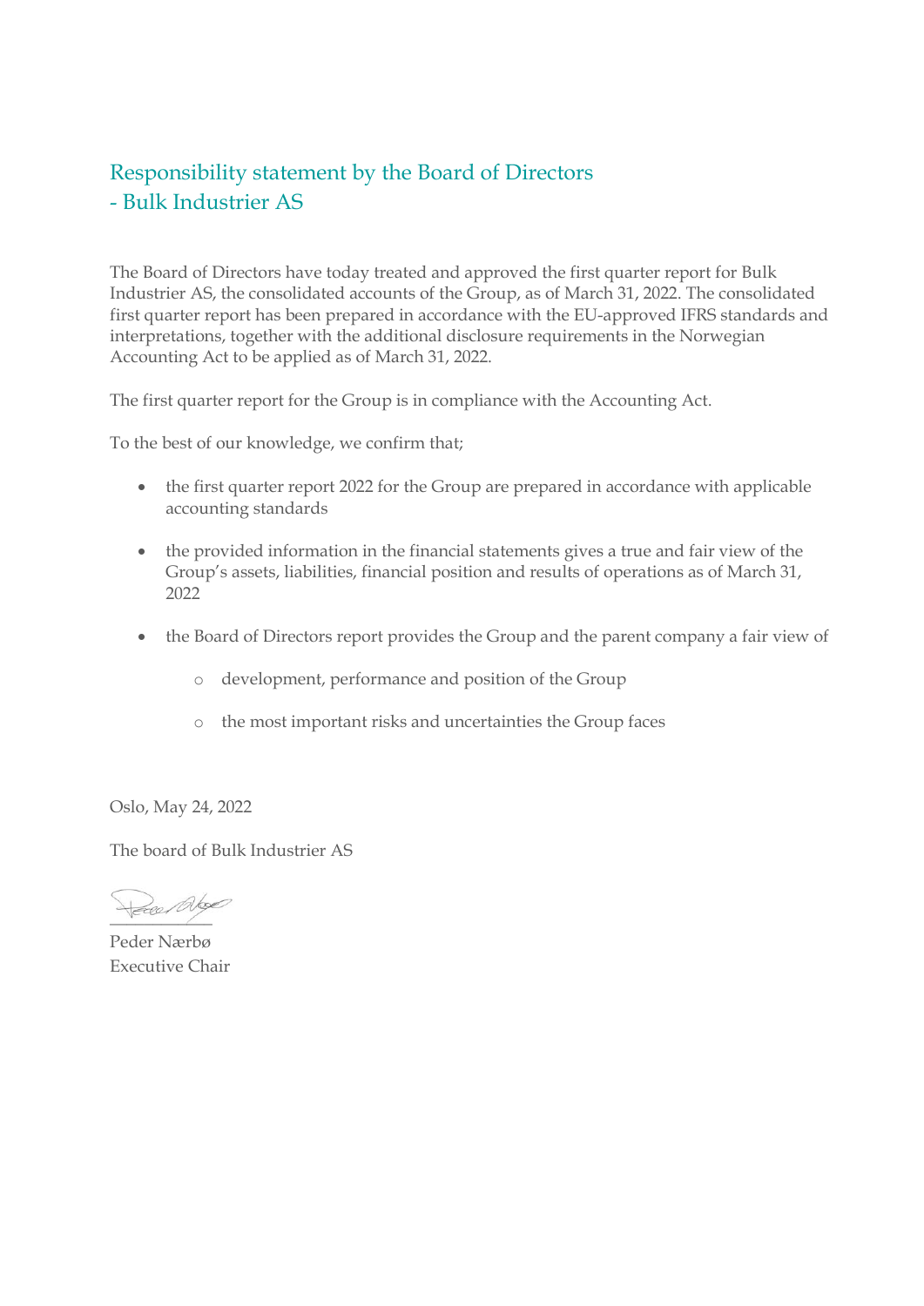# Responsibility statement by the Board of Directors - Bulk Industrier AS

The Board of Directors have today treated and approved the first quarter report for Bulk Industrier AS, the consolidated accounts of the Group, as of March 31, 2022. The consolidated first quarter report has been prepared in accordance with the EU-approved IFRS standards and interpretations, together with the additional disclosure requirements in the Norwegian Accounting Act to be applied as of March 31, 2022.

The first quarter report for the Group is in compliance with the Accounting Act.

To the best of our knowledge, we confirm that;

- the first quarter report 2022 for the Group are prepared in accordance with applicable accounting standards
- the provided information in the financial statements gives a true and fair view of the Group's assets, liabilities, financial position and results of operations as of March 31, 2022
- the Board of Directors report provides the Group and the parent company a fair view of
    - development, performance and position of the Group
    - the most important risks and uncertainties the Group faces

Oslo, May 24, 2022

The board of Bulk Industrier AS

Peder Nærbø
Executive Chair